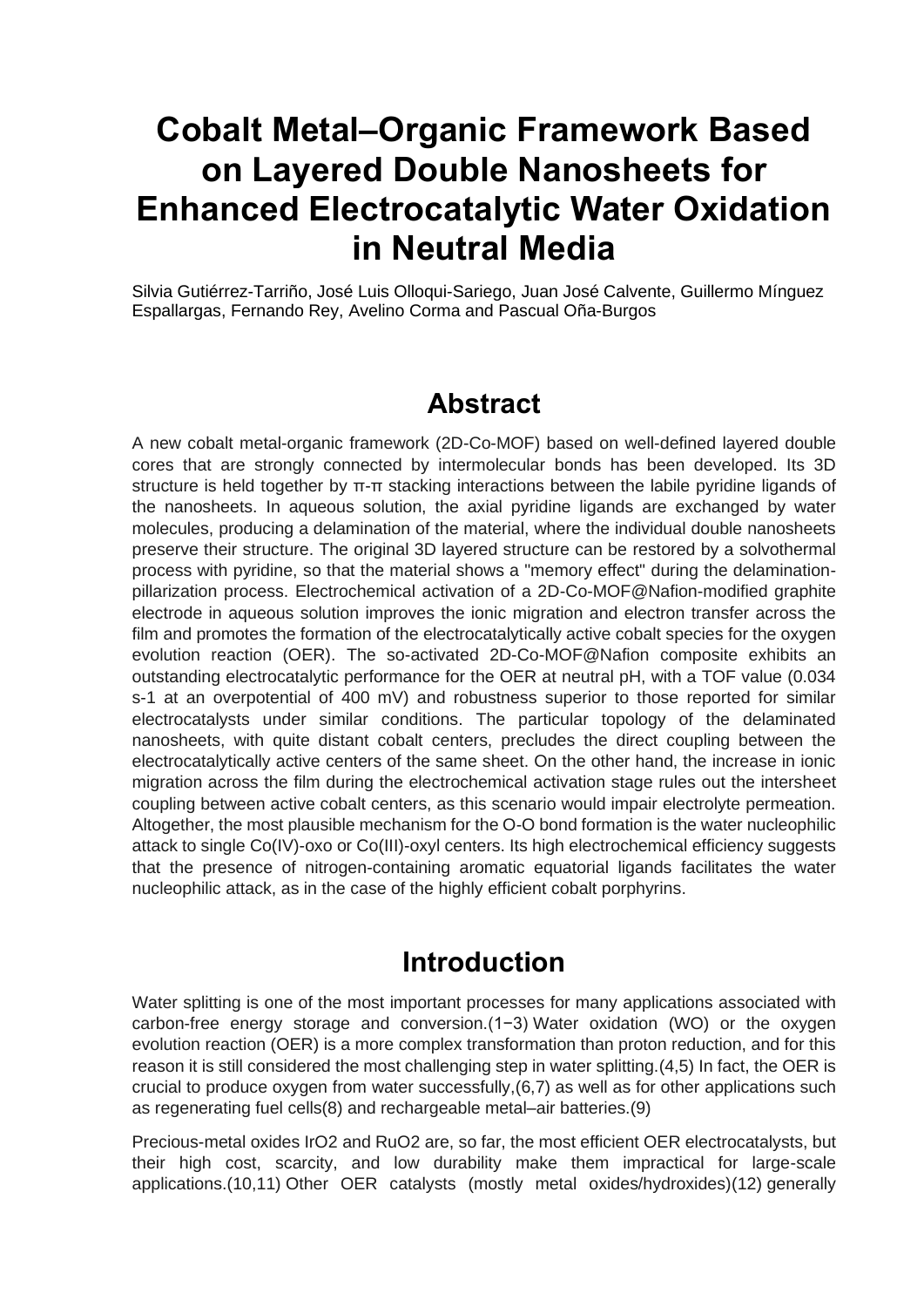# Cobalt Metal–Organic Framework Based on Layered Double Nanosheets for Enhanced Electrocatalytic Water Oxidation in Neutral Media

Silvia Gutiérrez-Tarriño, José Luis Olloqui-Sariego, Juan José Calvente, Guillermo Mínguez Espallargas, Fernando Rey, Avelino Corma and Pascual Oña-Burgos

## Abstract

A new cobalt metal-organic framework (2D-Co-MOF) based on well-defined layered double cores that are strongly connected by intermolecular bonds has been developed. Its 3D structure is held together by π-π stacking interactions between the labile pyridine ligands of the nanosheets. In aqueous solution, the axial pyridine ligands are exchanged by water molecules, producing a delamination of the material, where the individual double nanosheets preserve their structure. The original 3D layered structure can be restored by a solvothermal process with pyridine, so that the material shows a "memory effect" during the delamination-pillarization process. Electrochemical activation of a 2D-Co-MOF@Nafion-modified graphite electrode in aqueous solution improves the ionic migration and electron transfer across the film and promotes the formation of the electrocatalytically active cobalt species for the oxygen evolution reaction (OER). The so-activated 2D-Co-MOF@Nafion composite exhibits an outstanding electrocatalytic performance for the OER at neutral pH, with a TOF value (0.034 $s^{-1}$ at an overpotential of 400 mV) and robustness superior to those reported for similar electrocatalysts under similar conditions. The particular topology of the delaminated nanosheets, with quite distant cobalt centers, precludes the direct coupling between the electrocatalytically active centers of the same sheet. On the other hand, the increase in ionic migration across the film during the electrochemical activation stage rules out the intersheet coupling between active cobalt centers, as this scenario would impair electrolyte permeation. Altogether, the most plausible mechanism for the O-O bond formation is the water nucleophilic attack to single Co(IV)-oxo or Co(III)-oxyl centers. Its high electrochemical efficiency suggests that the presence of nitrogen-containing aromatic equatorial ligands facilitates the water nucleophilic attack, as in the case of the highly efficient cobalt porphyrins.

## Introduction

Water splitting is one of the most important processes for many applications associated with carbon-free energy storage and conversion.(1−3) Water oxidation (WO) or the oxygen evolution reaction (OER) is a more complex transformation than proton reduction, and for this reason it is still considered the most challenging step in water splitting.(4,5) In fact, the OER is crucial to produce oxygen from water successfully,(6,7) as well as for other applications such as regenerating fuel cells(8) and rechargeable metal–air batteries.(9)

Precious-metal oxides $IrO_2$ and $RuO_2$ are, so far, the most efficient OER electrocatalysts, but their high cost, scarcity, and low durability make them impractical for large-scale applications.(10,11) Other OER catalysts (mostly metal oxides/hydroxides)(12) generally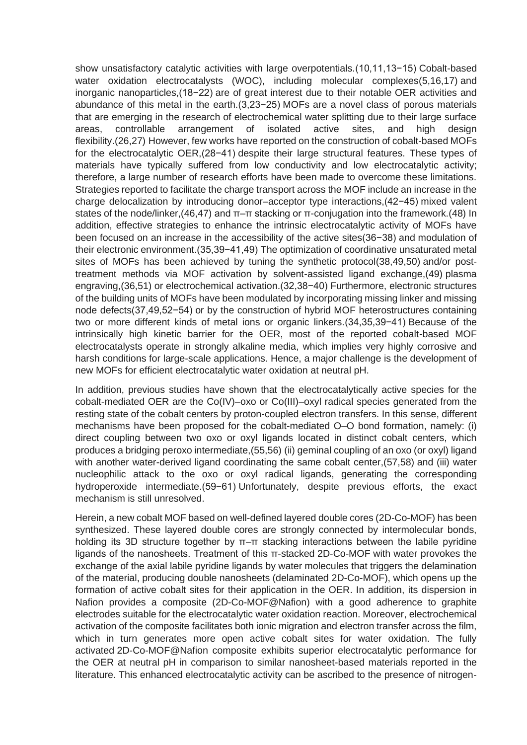show unsatisfactory catalytic activities with large overpotentials.(10,11,13−15) Cobalt-based water oxidation electrocatalysts (WOC), including molecular complexes(5,16,17) and inorganic nanoparticles,(18−22) are of great interest due to their notable OER activities and abundance of this metal in the earth.(3,23−25) MOFs are a novel class of porous materials that are emerging in the research of electrochemical water splitting due to their large surface areas, controllable arrangement of isolated active sites, and high design flexibility.(26,27) However, few works have reported on the construction of cobalt-based MOFs for the electrocatalytic OER,(28−41) despite their large structural features. These types of materials have typically suffered from low conductivity and low electrocatalytic activity; therefore, a large number of research efforts have been made to overcome these limitations. Strategies reported to facilitate the charge transport across the MOF include an increase in the charge delocalization by introducing donor–acceptor type interactions,(42−45) mixed valent states of the node/linker,(46,47) and π–π stacking or π-conjugation into the framework.(48) In addition, effective strategies to enhance the intrinsic electrocatalytic activity of MOFs have been focused on an increase in the accessibility of the active sites(36−38) and modulation of their electronic environment.(35,39−41,49) The optimization of coordinative unsaturated metal sites of MOFs has been achieved by tuning the synthetic protocol(38,49,50) and/or post-treatment methods via MOF activation by solvent-assisted ligand exchange,(49) plasma engraving,(36,51) or electrochemical activation.(32,38−40) Furthermore, electronic structures of the building units of MOFs have been modulated by incorporating missing linker and missing node defects(37,49,52−54) or by the construction of hybrid MOF heterostructures containing two or more different kinds of metal ions or organic linkers.(34,35,39−41) Because of the intrinsically high kinetic barrier for the OER, most of the reported cobalt-based MOF electrocatalysts operate in strongly alkaline media, which implies very highly corrosive and harsh conditions for large-scale applications. Hence, a major challenge is the development of new MOFs for efficient electrocatalytic water oxidation at neutral pH.

In addition, previous studies have shown that the electrocatalytically active species for the cobalt-mediated OER are the Co(IV)–oxo or Co(III)–oxyl radical species generated from the resting state of the cobalt centers by proton-coupled electron transfers. In this sense, different mechanisms have been proposed for the cobalt-mediated O–O bond formation, namely: (i) direct coupling between two oxo or oxyl ligands located in distinct cobalt centers, which produces a bridging peroxo intermediate,(55,56) (ii) geminal coupling of an oxo (or oxyl) ligand with another water-derived ligand coordinating the same cobalt center,(57,58) and (iii) water nucleophilic attack to the oxo or oxyl radical ligands, generating the corresponding hydroperoxide intermediate.(59−61) Unfortunately, despite previous efforts, the exact mechanism is still unresolved.

Herein, a new cobalt MOF based on well-defined layered double cores (2D-Co-MOF) has been synthesized. These layered double cores are strongly connected by intermolecular bonds, holding its 3D structure together by π–π stacking interactions between the labile pyridine ligands of the nanosheets. Treatment of this π-stacked 2D-Co-MOF with water provokes the exchange of the axial labile pyridine ligands by water molecules that triggers the delamination of the material, producing double nanosheets (delaminated 2D-Co-MOF), which opens up the formation of active cobalt sites for their application in the OER. In addition, its dispersion in Nafion provides a composite (2D-Co-MOF@Nafion) with a good adherence to graphite electrodes suitable for the electrocatalytic water oxidation reaction. Moreover, electrochemical activation of the composite facilitates both ionic migration and electron transfer across the film, which in turn generates more open active cobalt sites for water oxidation. The fully activated 2D-Co-MOF@Nafion composite exhibits superior electrocatalytic performance for the OER at neutral pH in comparison to similar nanosheet-based materials reported in the literature. This enhanced electrocatalytic activity can be ascribed to the presence of nitrogen-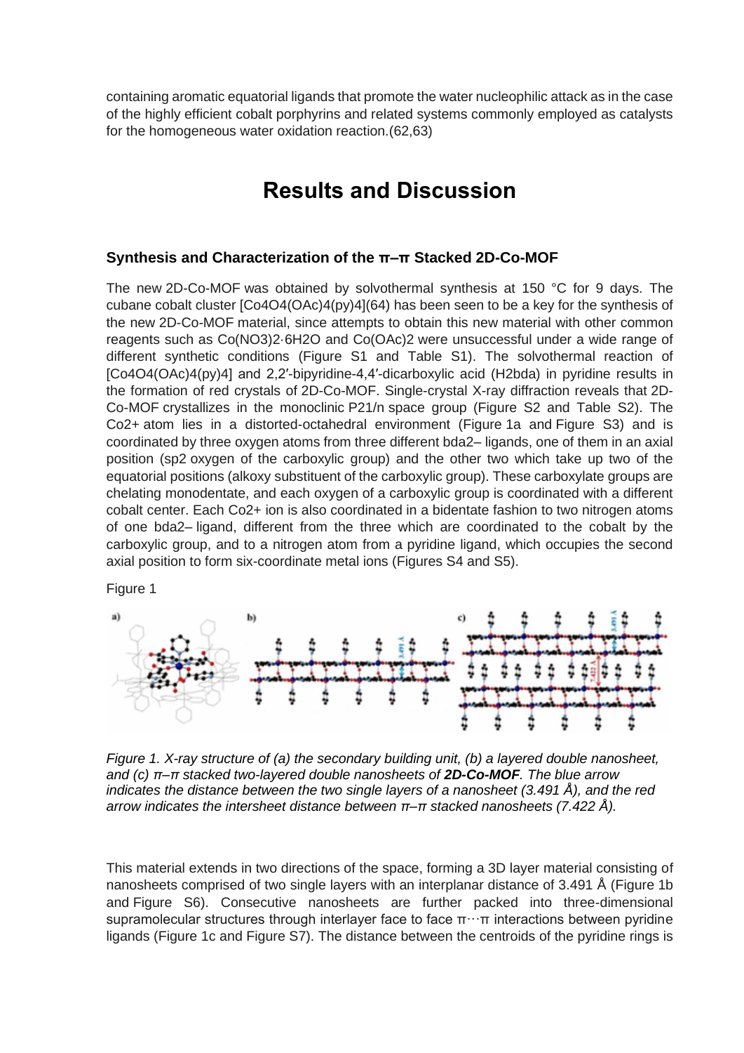containing aromatic equatorial ligands that promote the water nucleophilic attack as in the case of the highly efficient cobalt porphyrins and related systems commonly employed as catalysts for the homogeneous water oxidation reaction.(62,63)

# Results and Discussion

### Synthesis and Characterization of the π–π Stacked 2D-Co-MOF

The new 2D-Co-MOF was obtained by solvothermal synthesis at 150 °C for 9 days. The cubane cobalt cluster $[Co_4O_4(OAc)_4(py)_4]$(64) has been seen to be a key for the synthesis of the new 2D-Co-MOF material, since attempts to obtain this new material with other common reagents such as $Co(NO_3)_2{\cdot}6H_2O$ and $Co(OAc)_2$ were unsuccessful under a wide range of different synthetic conditions (Figure S1 and Table S1). The solvothermal reaction of $[Co_4O_4(OAc)_4(py)_4]$ and 2,2′-bipyridine-4,4′-dicarboxylic acid ($H_2bda$) in pyridine results in the formation of red crystals of 2D-Co-MOF. Single-crystal X-ray diffraction reveals that 2D-Co-MOF crystallizes in the monoclinic $P2_1/n$ space group (Figure S2 and Table S2). The $Co^{2+}$ atom lies in a distorted-octahedral environment (Figure 1a and Figure S3) and is coordinated by three oxygen atoms from three different $bda^{2-}$ ligands, one of them in an axial position ($sp^2$ oxygen of the carboxylic group) and the other two which take up two of the equatorial positions (alkoxy substituent of the carboxylic group). These carboxylate groups are chelating monodentate, and each oxygen of a carboxylic group is coordinated with a different cobalt center. Each $Co^{2+}$ ion is also coordinated in a bidentate fashion to two nitrogen atoms of one $bda^{2-}$ ligand, different from the three which are coordinated to the cobalt by the carboxylic group, and to a nitrogen atom from a pyridine ligand, which occupies the second axial position to form six-coordinate metal ions (Figures S4 and S5).

Figure 1

*Figure 1. X-ray structure of (a) the secondary building unit, (b) a layered double nanosheet, and (c) π–π stacked two-layered double nanosheets of **2D-Co-MOF**. The blue arrow indicates the distance between the two single layers of a nanosheet (3.491 Å), and the red arrow indicates the intersheet distance between π–π stacked nanosheets (7.422 Å).*

This material extends in two directions of the space, forming a 3D layer material consisting of nanosheets comprised of two single layers with an interplanar distance of 3.491 Å (Figure 1b and Figure S6). Consecutive nanosheets are further packed into three-dimensional supramolecular structures through interlayer face to face π···π interactions between pyridine ligands (Figure 1c and Figure S7). The distance between the centroids of the pyridine rings is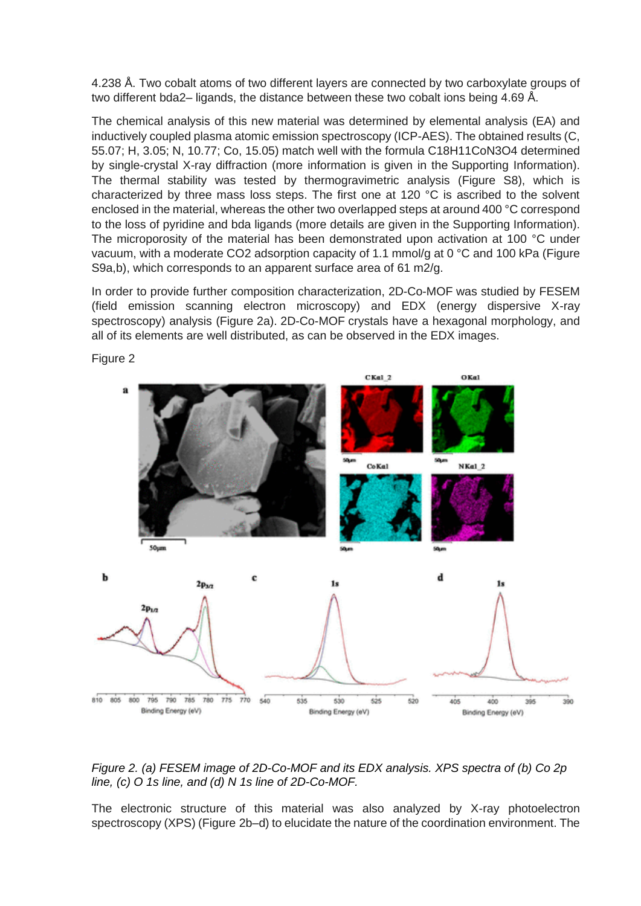4.238 Å. Two cobalt atoms of two different layers are connected by two carboxylate groups of two different $bda^{2-}$ ligands, the distance between these two cobalt ions being 4.69 Å.

The chemical analysis of this new material was determined by elemental analysis (EA) and inductively coupled plasma atomic emission spectroscopy (ICP-AES). The obtained results (C, 55.07; H, 3.05; N, 10.77; Co, 15.05) match well with the formula $C_{18}H_{11}CoN_3O_4$ determined by single-crystal X-ray diffraction (more information is given in the Supporting Information). The thermal stability was tested by thermogravimetric analysis (Figure S8), which is characterized by three mass loss steps. The first one at 120 °C is ascribed to the solvent enclosed in the material, whereas the other two overlapped steps at around 400 °C correspond to the loss of pyridine and bda ligands (more details are given in the Supporting Information). The microporosity of the material has been demonstrated upon activation at 100 °C under vacuum, with a moderate $CO_2$ adsorption capacity of 1.1 mmol/g at 0 °C and 100 kPa (Figure S9a,b), which corresponds to an apparent surface area of 61 $m^2/g$.

In order to provide further composition characterization, 2D-Co-MOF was studied by FESEM (field emission scanning electron microscopy) and EDX (energy dispersive X-ray spectroscopy) analysis (Figure 2a). 2D-Co-MOF crystals have a hexagonal morphology, and all of its elements are well distributed, as can be observed in the EDX images.

Figure 2

*Figure 2. (a) FESEM image of 2D-Co-MOF and its EDX analysis. XPS spectra of (b) Co 2p line, (c) O 1s line, and (d) N 1s line of 2D-Co-MOF.*

The electronic structure of this material was also analyzed by X-ray photoelectron spectroscopy (XPS) (Figure 2b–d) to elucidate the nature of the coordination environment. The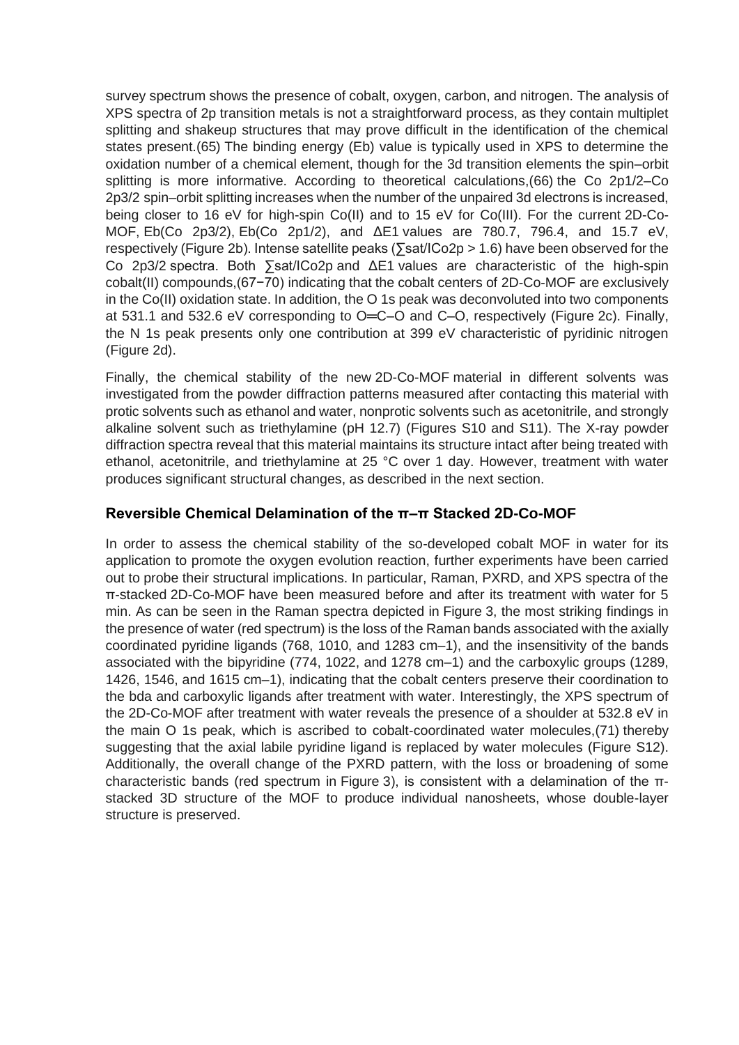survey spectrum shows the presence of cobalt, oxygen, carbon, and nitrogen. The analysis of XPS spectra of 2p transition metals is not a straightforward process, as they contain multiplet splitting and shakeup structures that may prove difficult in the identification of the chemical states present.(65) The binding energy (Eb) value is typically used in XPS to determine the oxidation number of a chemical element, though for the 3d transition elements the spin–orbit splitting is more informative. According to theoretical calculations,(66) the Co 2p1/2–Co 2p3/2 spin–orbit splitting increases when the number of the unpaired 3d electrons is increased, being closer to 16 eV for high-spin Co(II) and to 15 eV for Co(III). For the current 2D-Co-MOF, Eb(Co 2p3/2), Eb(Co 2p1/2), and ΔE1 values are 780.7, 796.4, and 15.7 eV, respectively (Figure 2b). Intense satellite peaks (∑sat/ICo2p > 1.6) have been observed for the Co 2p3/2 spectra. Both ∑sat/ICo2p and ΔE1 values are characteristic of the high-spin cobalt(II) compounds,(67−70) indicating that the cobalt centers of 2D-Co-MOF are exclusively in the Co(II) oxidation state. In addition, the O 1s peak was deconvoluted into two components at 531.1 and 532.6 eV corresponding to O═C–O and C–O, respectively (Figure 2c). Finally, the N 1s peak presents only one contribution at 399 eV characteristic of pyridinic nitrogen (Figure 2d).

Finally, the chemical stability of the new 2D-Co-MOF material in different solvents was investigated from the powder diffraction patterns measured after contacting this material with protic solvents such as ethanol and water, nonprotic solvents such as acetonitrile, and strongly alkaline solvent such as triethylamine (pH 12.7) (Figures S10 and S11). The X-ray powder diffraction spectra reveal that this material maintains its structure intact after being treated with ethanol, acetonitrile, and triethylamine at 25 °C over 1 day. However, treatment with water produces significant structural changes, as described in the next section.

## Reversible Chemical Delamination of the π–π Stacked 2D-Co-MOF

In order to assess the chemical stability of the so-developed cobalt MOF in water for its application to promote the oxygen evolution reaction, further experiments have been carried out to probe their structural implications. In particular, Raman, PXRD, and XPS spectra of the π-stacked 2D-Co-MOF have been measured before and after its treatment with water for 5 min. As can be seen in the Raman spectra depicted in Figure 3, the most striking findings in the presence of water (red spectrum) is the loss of the Raman bands associated with the axially coordinated pyridine ligands (768, 1010, and 1283 cm–1), and the insensitivity of the bands associated with the bipyridine (774, 1022, and 1278 cm–1) and the carboxylic groups (1289, 1426, 1546, and 1615 cm–1), indicating that the cobalt centers preserve their coordination to the bda and carboxylic ligands after treatment with water. Interestingly, the XPS spectrum of the 2D-Co-MOF after treatment with water reveals the presence of a shoulder at 532.8 eV in the main O 1s peak, which is ascribed to cobalt-coordinated water molecules,(71) thereby suggesting that the axial labile pyridine ligand is replaced by water molecules (Figure S12). Additionally, the overall change of the PXRD pattern, with the loss or broadening of some characteristic bands (red spectrum in Figure 3), is consistent with a delamination of the π-stacked 3D structure of the MOF to produce individual nanosheets, whose double-layer structure is preserved.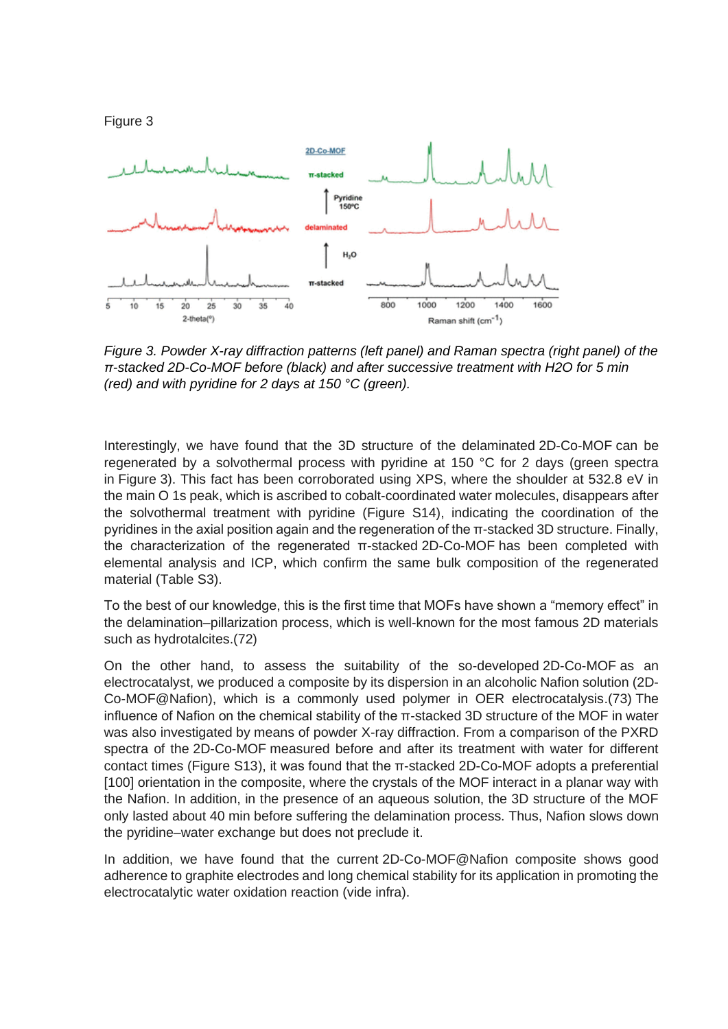Figure 3

*Figure 3. Powder X-ray diffraction patterns (left panel) and Raman spectra (right panel) of the π-stacked 2D-Co-MOF before (black) and after successive treatment with H2O for 5 min (red) and with pyridine for 2 days at 150 °C (green).*

Interestingly, we have found that the 3D structure of the delaminated 2D-Co-MOF can be regenerated by a solvothermal process with pyridine at 150 °C for 2 days (green spectra in Figure 3). This fact has been corroborated using XPS, where the shoulder at 532.8 eV in the main O 1s peak, which is ascribed to cobalt-coordinated water molecules, disappears after the solvothermal treatment with pyridine (Figure S14), indicating the coordination of the pyridines in the axial position again and the regeneration of the π-stacked 3D structure. Finally, the characterization of the regenerated π-stacked 2D-Co-MOF has been completed with elemental analysis and ICP, which confirm the same bulk composition of the regenerated material (Table S3).

To the best of our knowledge, this is the first time that MOFs have shown a "memory effect" in the delamination–pillarization process, which is well-known for the most famous 2D materials such as hydrotalcites.(72)

On the other hand, to assess the suitability of the so-developed 2D-Co-MOF as an electrocatalyst, we produced a composite by its dispersion in an alcoholic Nafion solution (2D-Co-MOF@Nafion), which is a commonly used polymer in OER electrocatalysis.(73) The influence of Nafion on the chemical stability of the π-stacked 3D structure of the MOF in water was also investigated by means of powder X-ray diffraction. From a comparison of the PXRD spectra of the 2D-Co-MOF measured before and after its treatment with water for different contact times (Figure S13), it was found that the π-stacked 2D-Co-MOF adopts a preferential [100] orientation in the composite, where the crystals of the MOF interact in a planar way with the Nafion. In addition, in the presence of an aqueous solution, the 3D structure of the MOF only lasted about 40 min before suffering the delamination process. Thus, Nafion slows down the pyridine–water exchange but does not preclude it.

In addition, we have found that the current 2D-Co-MOF@Nafion composite shows good adherence to graphite electrodes and long chemical stability for its application in promoting the electrocatalytic water oxidation reaction (vide infra).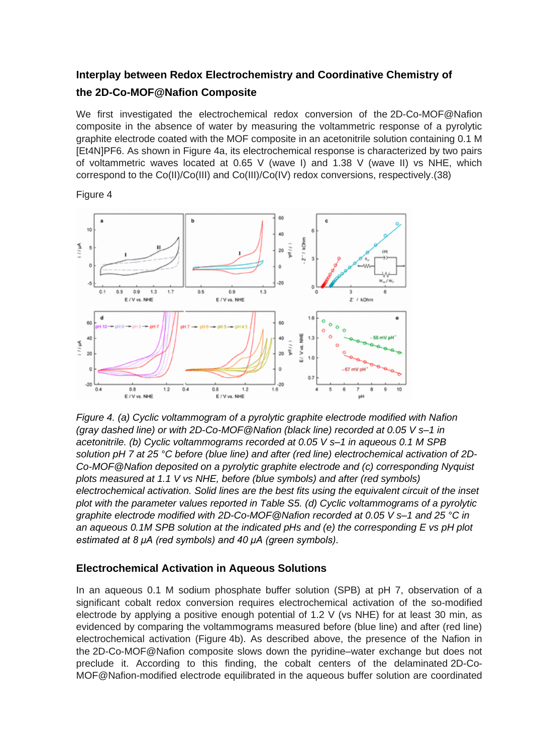## Interplay between Redox Electrochemistry and Coordinative Chemistry of the 2D-Co-MOF@Nafion Composite

We first investigated the electrochemical redox conversion of the 2D-Co-MOF@Nafion composite in the absence of water by measuring the voltammetric response of a pyrolytic graphite electrode coated with the MOF composite in an acetonitrile solution containing 0.1 M $[Et_4N]PF_6$. As shown in Figure 4a, its electrochemical response is characterized by two pairs of voltammetric waves located at 0.65 V (wave I) and 1.38 V (wave II) vs NHE, which correspond to the Co(II)/Co(III) and Co(III)/Co(IV) redox conversions, respectively.(38)

Figure 4

*Figure 4. (a) Cyclic voltammogram of a pyrolytic graphite electrode modified with Nafion (gray dashed line) or with 2D-Co-MOF@Nafion (black line) recorded at 0.05 V s–1 in acetonitrile. (b) Cyclic voltammograms recorded at 0.05 V s–1 in aqueous 0.1 M SPB solution pH 7 at 25 °C before (blue line) and after (red line) electrochemical activation of 2D-Co-MOF@Nafion deposited on a pyrolytic graphite electrode and (c) corresponding Nyquist plots measured at 1.1 V vs NHE, before (blue symbols) and after (red symbols) electrochemical activation. Solid lines are the best fits using the equivalent circuit of the inset plot with the parameter values reported in Table S5. (d) Cyclic voltammograms of a pyrolytic graphite electrode modified with 2D-Co-MOF@Nafion recorded at 0.05 V s–1 and 25 °C in an aqueous 0.1M SPB solution at the indicated pHs and (e) the corresponding E vs pH plot estimated at 8 μA (red symbols) and 40 μA (green symbols).*

### Electrochemical Activation in Aqueous Solutions

In an aqueous 0.1 M sodium phosphate buffer solution (SPB) at pH 7, observation of a significant cobalt redox conversion requires electrochemical activation of the so-modified electrode by applying a positive enough potential of 1.2 V (vs NHE) for at least 30 min, as evidenced by comparing the voltammograms measured before (blue line) and after (red line) electrochemical activation (Figure 4b). As described above, the presence of the Nafion in the 2D-Co-MOF@Nafion composite slows down the pyridine–water exchange but does not preclude it. According to this finding, the cobalt centers of the delaminated 2D-Co-MOF@Nafion-modified electrode equilibrated in the aqueous buffer solution are coordinated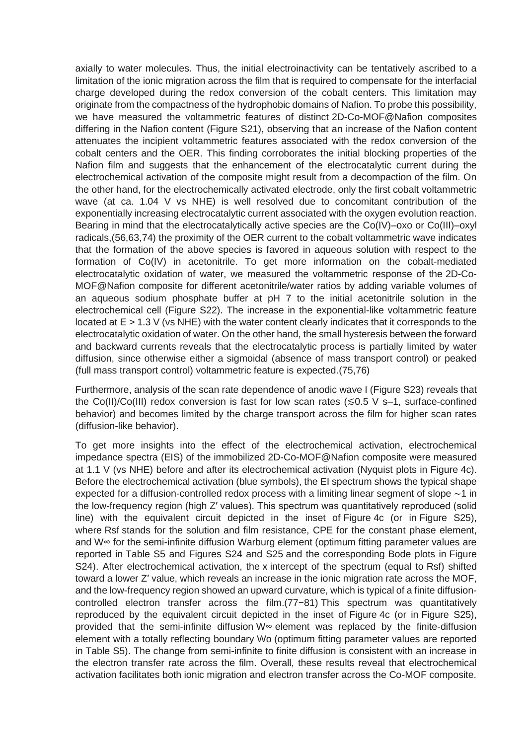axially to water molecules. Thus, the initial electroinactivity can be tentatively ascribed to a limitation of the ionic migration across the film that is required to compensate for the interfacial charge developed during the redox conversion of the cobalt centers. This limitation may originate from the compactness of the hydrophobic domains of Nafion. To probe this possibility, we have measured the voltammetric features of distinct 2D-Co-MOF@Nafion composites differing in the Nafion content (Figure S21), observing that an increase of the Nafion content attenuates the incipient voltammetric features associated with the redox conversion of the cobalt centers and the OER. This finding corroborates the initial blocking properties of the Nafion film and suggests that the enhancement of the electrocatalytic current during the electrochemical activation of the composite might result from a decompaction of the film. On the other hand, for the electrochemically activated electrode, only the first cobalt voltammetric wave (at ca. 1.04 V vs NHE) is well resolved due to concomitant contribution of the exponentially increasing electrocatalytic current associated with the oxygen evolution reaction. Bearing in mind that the electrocatalytically active species are the Co(IV)–oxo or Co(III)–oxyl radicals,(56,63,74) the proximity of the OER current to the cobalt voltammetric wave indicates that the formation of the above species is favored in aqueous solution with respect to the formation of Co(IV) in acetonitrile. To get more information on the cobalt-mediated electrocatalytic oxidation of water, we measured the voltammetric response of the 2D-Co-MOF@Nafion composite for different acetonitrile/water ratios by adding variable volumes of an aqueous sodium phosphate buffer at pH 7 to the initial acetonitrile solution in the electrochemical cell (Figure S22). The increase in the exponential-like voltammetric feature located at $E > 1.3$ V (vs NHE) with the water content clearly indicates that it corresponds to the electrocatalytic oxidation of water. On the other hand, the small hysteresis between the forward and backward currents reveals that the electrocatalytic process is partially limited by water diffusion, since otherwise either a sigmoidal (absence of mass transport control) or peaked (full mass transport control) voltammetric feature is expected.(75,76)

Furthermore, analysis of the scan rate dependence of anodic wave I (Figure S23) reveals that the Co(II)/Co(III) redox conversion is fast for low scan rates ($\lesssim 0.5$ V $s^{-1}$, surface-confined behavior) and becomes limited by the charge transport across the film for higher scan rates (diffusion-like behavior).

To get more insights into the effect of the electrochemical activation, electrochemical impedance spectra (EIS) of the immobilized 2D-Co-MOF@Nafion composite were measured at 1.1 V (vs NHE) before and after its electrochemical activation (Nyquist plots in Figure 4c). Before the electrochemical activation (blue symbols), the EI spectrum shows the typical shape expected for a diffusion-controlled redox process with a limiting linear segment of slope ∼1 in the low-frequency region (high Z′ values). This spectrum was quantitatively reproduced (solid line) with the equivalent circuit depicted in the inset of Figure 4c (or in Figure S25), where $R_{sf}$ stands for the solution and film resistance, CPE for the constant phase element, and $W_\infty$ for the semi-infinite diffusion Warburg element (optimum fitting parameter values are reported in Table S5 and Figures S24 and S25 and the corresponding Bode plots in Figure S24). After electrochemical activation, the x intercept of the spectrum (equal to $R_{sf}$) shifted toward a lower Z′ value, which reveals an increase in the ionic migration rate across the MOF, and the low-frequency region showed an upward curvature, which is typical of a finite diffusion-controlled electron transfer across the film.(77−81) This spectrum was quantitatively reproduced by the equivalent circuit depicted in the inset of Figure 4c (or in Figure S25), provided that the semi-infinite diffusion $W_\infty$ element was replaced by the finite-diffusion element with a totally reflecting boundary $W_o$ (optimum fitting parameter values are reported in Table S5). The change from semi-infinite to finite diffusion is consistent with an increase in the electron transfer rate across the film. Overall, these results reveal that electrochemical activation facilitates both ionic migration and electron transfer across the Co-MOF composite.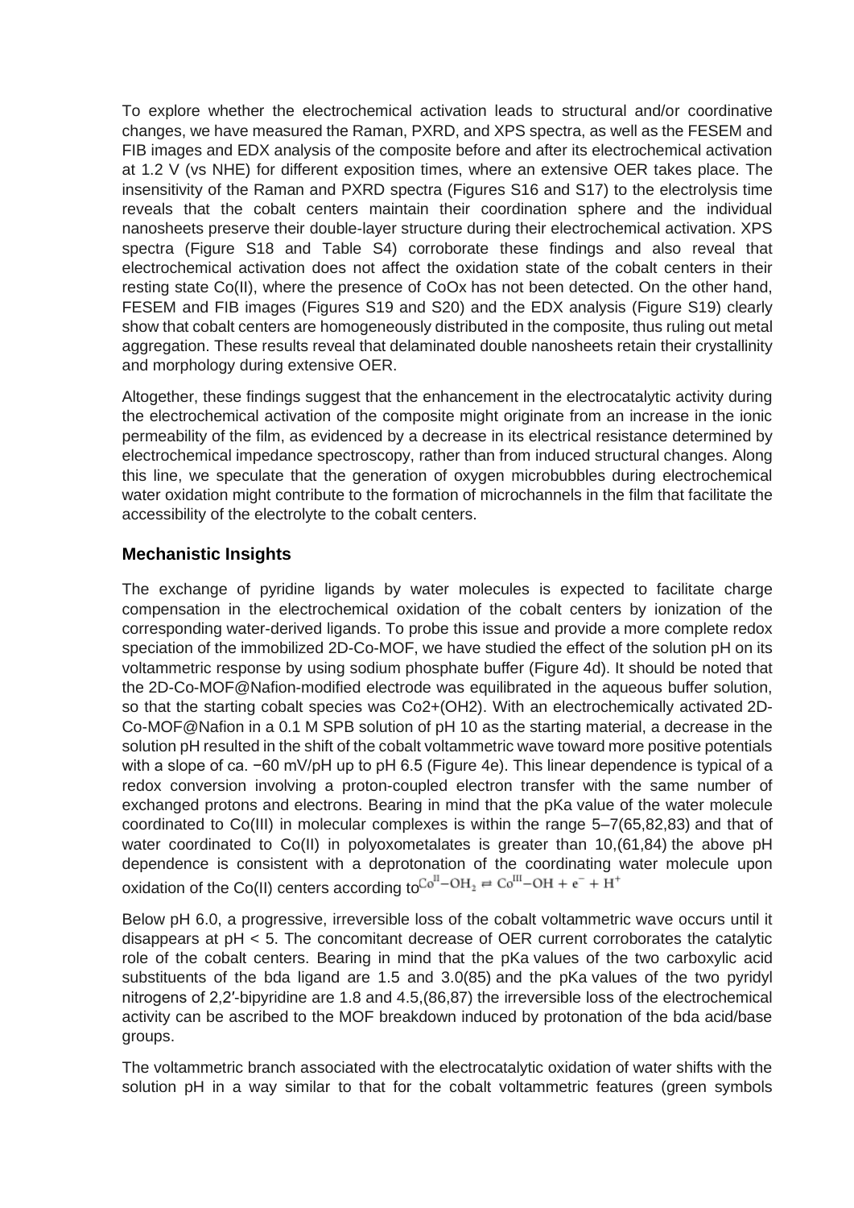To explore whether the electrochemical activation leads to structural and/or coordinative changes, we have measured the Raman, PXRD, and XPS spectra, as well as the FESEM and FIB images and EDX analysis of the composite before and after its electrochemical activation at 1.2 V (vs NHE) for different exposition times, where an extensive OER takes place. The insensitivity of the Raman and PXRD spectra (Figures S16 and S17) to the electrolysis time reveals that the cobalt centers maintain their coordination sphere and the individual nanosheets preserve their double-layer structure during their electrochemical activation. XPS spectra (Figure S18 and Table S4) corroborate these findings and also reveal that electrochemical activation does not affect the oxidation state of the cobalt centers in their resting state Co(II), where the presence of $CoO_x$ has not been detected. On the other hand, FESEM and FIB images (Figures S19 and S20) and the EDX analysis (Figure S19) clearly show that cobalt centers are homogeneously distributed in the composite, thus ruling out metal aggregation. These results reveal that delaminated double nanosheets retain their crystallinity and morphology during extensive OER.

Altogether, these findings suggest that the enhancement in the electrocatalytic activity during the electrochemical activation of the composite might originate from an increase in the ionic permeability of the film, as evidenced by a decrease in its electrical resistance determined by electrochemical impedance spectroscopy, rather than from induced structural changes. Along this line, we speculate that the generation of oxygen microbubbles during electrochemical water oxidation might contribute to the formation of microchannels in the film that facilitate the accessibility of the electrolyte to the cobalt centers.

## Mechanistic Insights

The exchange of pyridine ligands by water molecules is expected to facilitate charge compensation in the electrochemical oxidation of the cobalt centers by ionization of the corresponding water-derived ligands. To probe this issue and provide a more complete redox speciation of the immobilized 2D-Co-MOF, we have studied the effect of the solution pH on its voltammetric response by using sodium phosphate buffer (Figure 4d). It should be noted that the 2D-Co-MOF@Nafion-modified electrode was equilibrated in the aqueous buffer solution, so that the starting cobalt species was $Co^{2+}(OH_2)$. With an electrochemically activated 2D-Co-MOF@Nafion in a 0.1 M SPB solution of pH 10 as the starting material, a decrease in the solution pH resulted in the shift of the cobalt voltammetric wave toward more positive potentials with a slope of ca. −60 mV/pH up to pH 6.5 (Figure 4e). This linear dependence is typical of a redox conversion involving a proton-coupled electron transfer with the same number of exchanged protons and electrons. Bearing in mind that the pKa value of the water molecule coordinated to Co(III) in molecular complexes is within the range 5–7(65,82,83) and that of water coordinated to Co(II) in polyoxometalates is greater than 10,(61,84) the above pH dependence is consistent with a deprotonation of the coordinating water molecule upon oxidation of the Co(II) centers according to $Co^{II}{-}OH_2 \rightleftarrows Co^{III}{-}OH + e^- + H^+$

Below pH 6.0, a progressive, irreversible loss of the cobalt voltammetric wave occurs until it disappears at pH < 5. The concomitant decrease of OER current corroborates the catalytic role of the cobalt centers. Bearing in mind that the pKa values of the two carboxylic acid substituents of the bda ligand are 1.5 and 3.0(85) and the pKa values of the two pyridyl nitrogens of 2,2′-bipyridine are 1.8 and 4.5,(86,87) the irreversible loss of the electrochemical activity can be ascribed to the MOF breakdown induced by protonation of the bda acid/base groups.

The voltammetric branch associated with the electrocatalytic oxidation of water shifts with the solution pH in a way similar to that for the cobalt voltammetric features (green symbols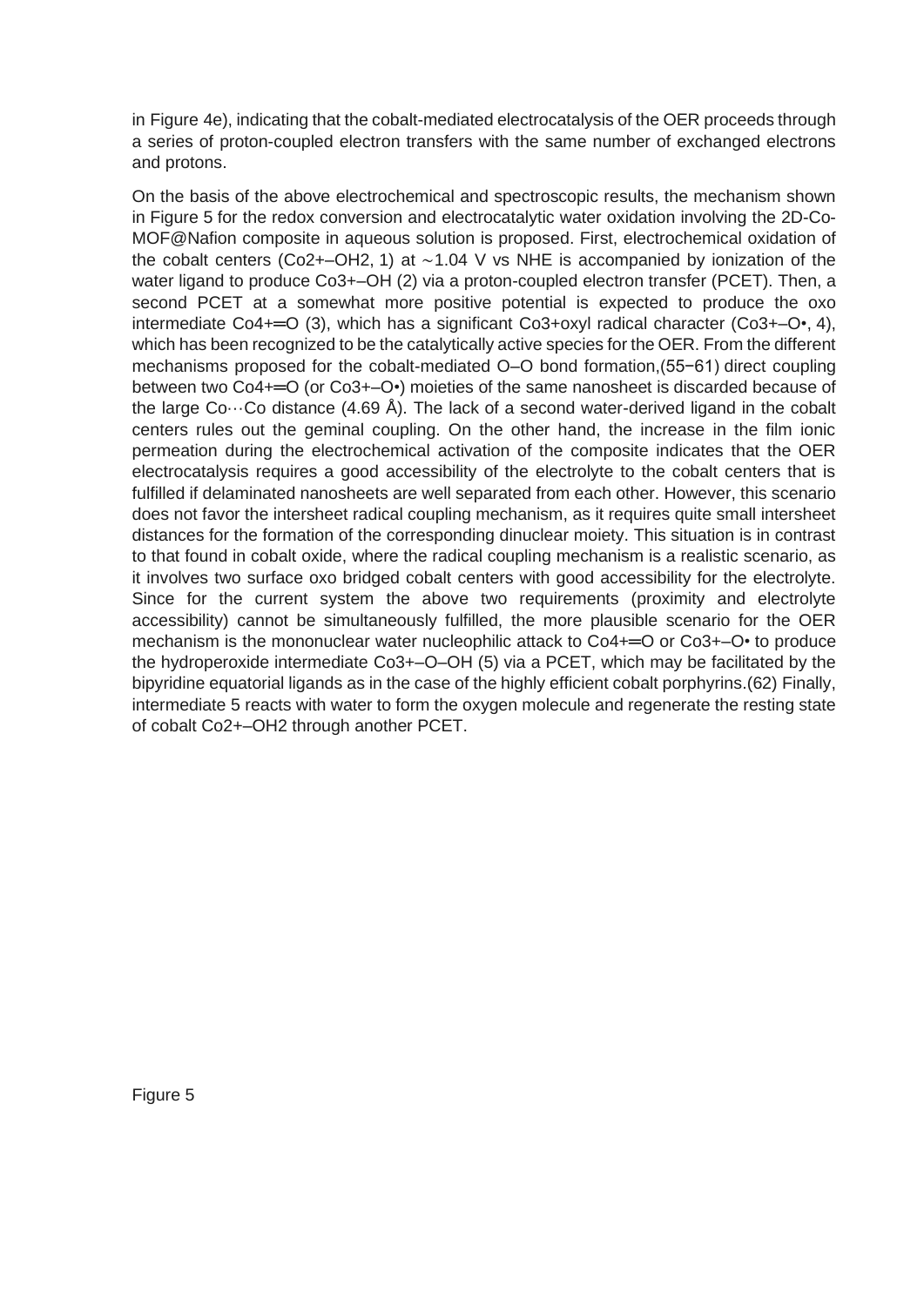in Figure 4e), indicating that the cobalt-mediated electrocatalysis of the OER proceeds through a series of proton-coupled electron transfers with the same number of exchanged electrons and protons.

On the basis of the above electrochemical and spectroscopic results, the mechanism shown in Figure 5 for the redox conversion and electrocatalytic water oxidation involving the 2D-Co-MOF@Nafion composite in aqueous solution is proposed. First, electrochemical oxidation of the cobalt centers ($Co^{2+}$–$OH_2$, 1) at ∼1.04 V vs NHE is accompanied by ionization of the water ligand to produce $Co^{3+}$–OH (2) via a proton-coupled electron transfer (PCET). Then, a second PCET at a somewhat more positive potential is expected to produce the oxo intermediate $Co^{4+}$═O (3), which has a significant $Co^{3+}$oxyl radical character ($Co^{3+}$–O•, 4), which has been recognized to be the catalytically active species for the OER. From the different mechanisms proposed for the cobalt-mediated O–O bond formation,(55−61) direct coupling between two $Co^{4+}$═O (or $Co^{3+}$–O•) moieties of the same nanosheet is discarded because of the large Co···Co distance (4.69 Å). The lack of a second water-derived ligand in the cobalt centers rules out the geminal coupling. On the other hand, the increase in the film ionic permeation during the electrochemical activation of the composite indicates that the OER electrocatalysis requires a good accessibility of the electrolyte to the cobalt centers that is fulfilled if delaminated nanosheets are well separated from each other. However, this scenario does not favor the intersheet radical coupling mechanism, as it requires quite small intersheet distances for the formation of the corresponding dinuclear moiety. This situation is in contrast to that found in cobalt oxide, where the radical coupling mechanism is a realistic scenario, as it involves two surface oxo bridged cobalt centers with good accessibility for the electrolyte. Since for the current system the above two requirements (proximity and electrolyte accessibility) cannot be simultaneously fulfilled, the more plausible scenario for the OER mechanism is the mononuclear water nucleophilic attack to $Co^{4+}$═O or $Co^{3+}$–O• to produce the hydroperoxide intermediate $Co^{3+}$–O–OH (5) via a PCET, which may be facilitated by the bipyridine equatorial ligands as in the case of the highly efficient cobalt porphyrins.(62) Finally, intermediate 5 reacts with water to form the oxygen molecule and regenerate the resting state of cobalt $Co^{2+}$–$OH_2$ through another PCET.

Figure 5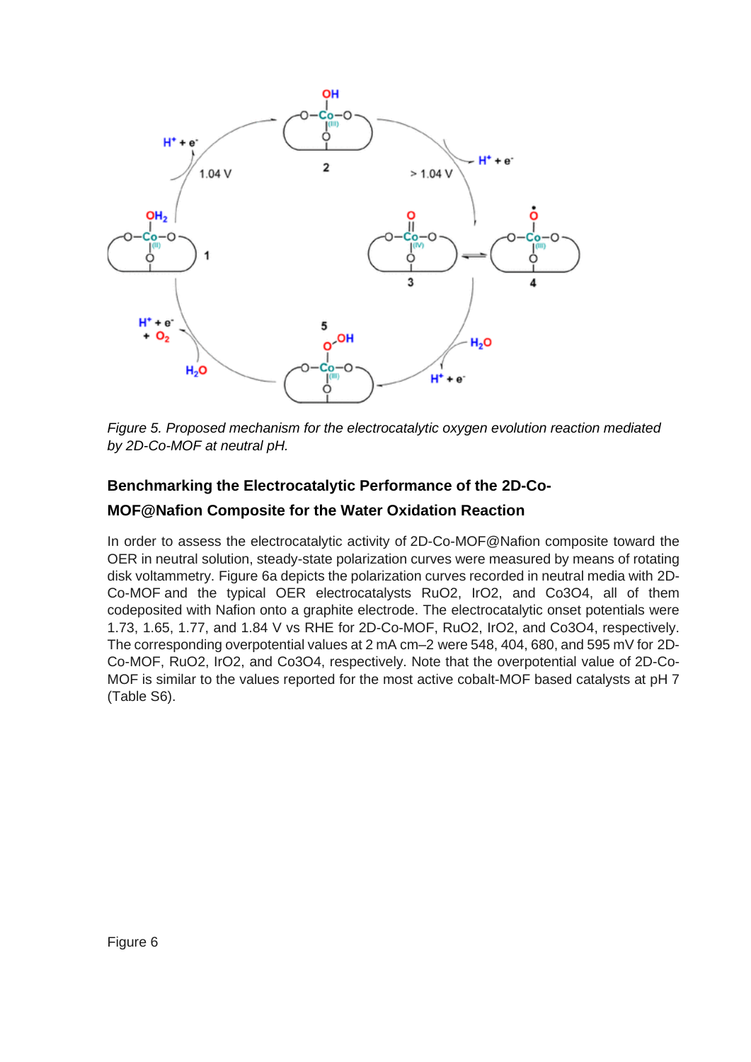*Figure 5. Proposed mechanism for the electrocatalytic oxygen evolution reaction mediated by 2D-Co-MOF at neutral pH.*

## Benchmarking the Electrocatalytic Performance of the 2D-Co-MOF@Nafion Composite for the Water Oxidation Reaction

In order to assess the electrocatalytic activity of 2D-Co-MOF@Nafion composite toward the OER in neutral solution, steady-state polarization curves were measured by means of rotating disk voltammetry. Figure 6a depicts the polarization curves recorded in neutral media with 2D-Co-MOF and the typical OER electrocatalysts $RuO_2$, $IrO_2$, and $Co_3O_4$, all of them codeposited with Nafion onto a graphite electrode. The electrocatalytic onset potentials were 1.73, 1.65, 1.77, and 1.84 V vs RHE for 2D-Co-MOF, $RuO_2$, $IrO_2$, and $Co_3O_4$, respectively. The corresponding overpotential values at 2 mA cm$^{-2}$ were 548, 404, 680, and 595 mV for 2D-Co-MOF, $RuO_2$, $IrO_2$, and $Co_3O_4$, respectively. Note that the overpotential value of 2D-Co-MOF is similar to the values reported for the most active cobalt-MOF based catalysts at pH 7 (Table S6).

Figure 6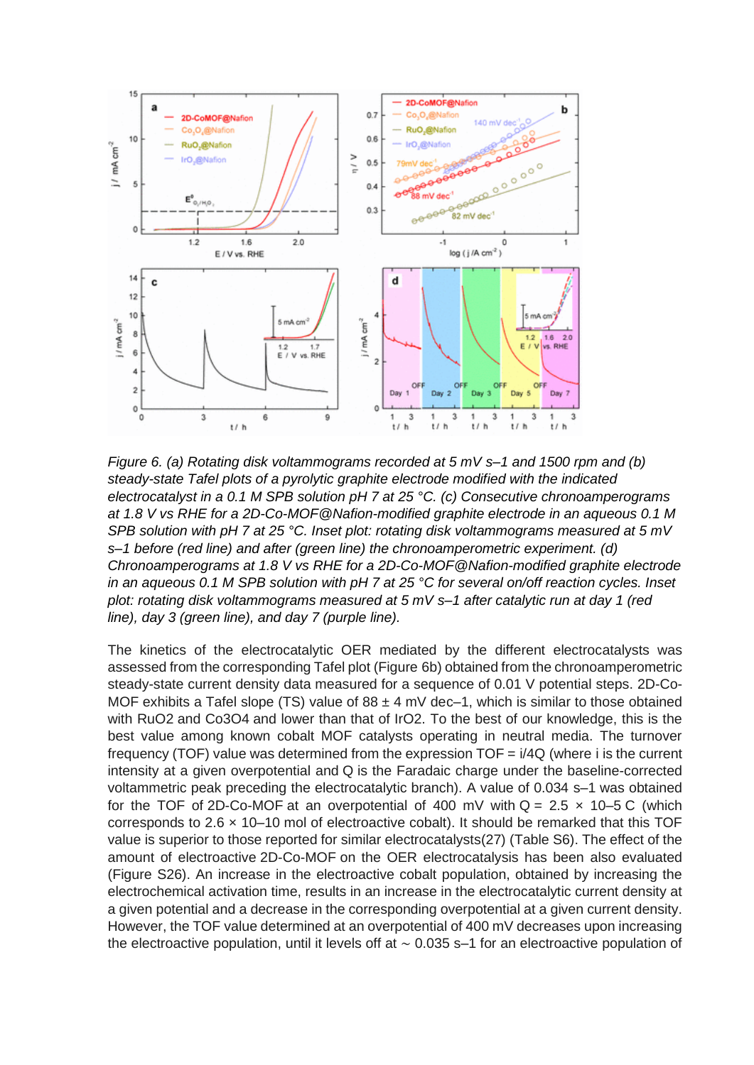*Figure 6. (a) Rotating disk voltammograms recorded at 5 mV s–1 and 1500 rpm and (b) steady-state Tafel plots of a pyrolytic graphite electrode modified with the indicated electrocatalyst in a 0.1 M SPB solution pH 7 at 25 °C. (c) Consecutive chronoamperograms at 1.8 V vs RHE for a 2D-Co-MOF@Nafion-modified graphite electrode in an aqueous 0.1 M SPB solution with pH 7 at 25 °C. Inset plot: rotating disk voltammograms measured at 5 mV s–1 before (red line) and after (green line) the chronoamperometric experiment. (d) Chronoamperograms at 1.8 V vs RHE for a 2D-Co-MOF@Nafion-modified graphite electrode in an aqueous 0.1 M SPB solution with pH 7 at 25 °C for several on/off reaction cycles. Inset plot: rotating disk voltammograms measured at 5 mV s–1 after catalytic run at day 1 (red line), day 3 (green line), and day 7 (purple line).*

The kinetics of the electrocatalytic OER mediated by the different electrocatalysts was assessed from the corresponding Tafel plot (Figure 6b) obtained from the chronoamperometric steady-state current density data measured for a sequence of 0.01 V potential steps. 2D-Co-MOF exhibits a Tafel slope (TS) value of 88 ± 4 mV dec–1, which is similar to those obtained with $RuO_2$ and $Co_3O_4$ and lower than that of $IrO_2$. To the best of our knowledge, this is the best value among known cobalt MOF catalysts operating in neutral media. The turnover frequency (TOF) value was determined from the expression TOF = i/4Q (where i is the current intensity at a given overpotential and Q is the Faradaic charge under the baseline-corrected voltammetric peak preceding the electrocatalytic branch). A value of 0.034 s–1 was obtained for the TOF of 2D-Co-MOF at an overpotential of 400 mV with Q = 2.5 × 10–5 C (which corresponds to 2.6 × 10–10 mol of electroactive cobalt). It should be remarked that this TOF value is superior to those reported for similar electrocatalysts(27) (Table S6). The effect of the amount of electroactive 2D-Co-MOF on the OER electrocatalysis has been also evaluated (Figure S26). An increase in the electroactive cobalt population, obtained by increasing the electrochemical activation time, results in an increase in the electrocatalytic current density at a given potential and a decrease in the corresponding overpotential at a given current density. However, the TOF value determined at an overpotential of 400 mV decreases upon increasing the electroactive population, until it levels off at ~ 0.035 s–1 for an electroactive population of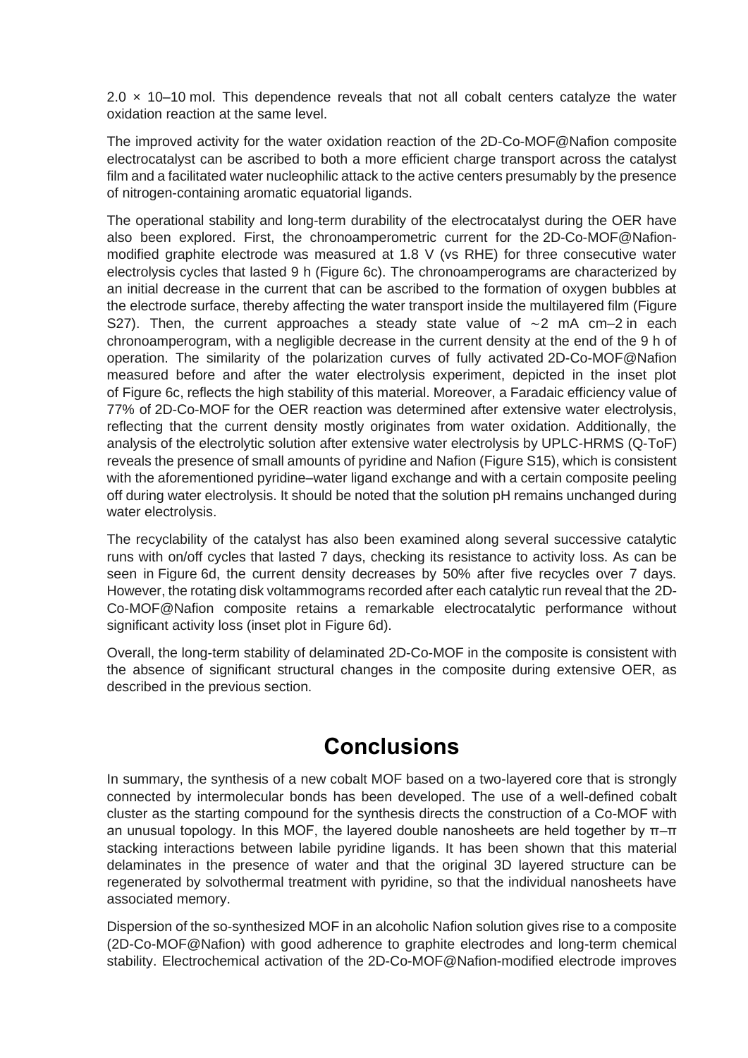$2.0 \times 10^{-10}$ mol. This dependence reveals that not all cobalt centers catalyze the water oxidation reaction at the same level.

The improved activity for the water oxidation reaction of the 2D-Co-MOF@Nafion composite electrocatalyst can be ascribed to both a more efficient charge transport across the catalyst film and a facilitated water nucleophilic attack to the active centers presumably by the presence of nitrogen-containing aromatic equatorial ligands.

The operational stability and long-term durability of the electrocatalyst during the OER have also been explored. First, the chronoamperometric current for the 2D-Co-MOF@Nafion-modified graphite electrode was measured at 1.8 V (vs RHE) for three consecutive water electrolysis cycles that lasted 9 h (Figure 6c). The chronoamperograms are characterized by an initial decrease in the current that can be ascribed to the formation of oxygen bubbles at the electrode surface, thereby affecting the water transport inside the multilayered film (Figure S27). Then, the current approaches a steady state value of $\sim 2$ mA $cm^{-2}$ in each chronoamperogram, with a negligible decrease in the current density at the end of the 9 h of operation. The similarity of the polarization curves of fully activated 2D-Co-MOF@Nafion measured before and after the water electrolysis experiment, depicted in the inset plot of Figure 6c, reflects the high stability of this material. Moreover, a Faradaic efficiency value of 77% of 2D-Co-MOF for the OER reaction was determined after extensive water electrolysis, reflecting that the current density mostly originates from water oxidation. Additionally, the analysis of the electrolytic solution after extensive water electrolysis by UPLC-HRMS (Q-ToF) reveals the presence of small amounts of pyridine and Nafion (Figure S15), which is consistent with the aforementioned pyridine–water ligand exchange and with a certain composite peeling off during water electrolysis. It should be noted that the solution pH remains unchanged during water electrolysis.

The recyclability of the catalyst has also been examined along several successive catalytic runs with on/off cycles that lasted 7 days, checking its resistance to activity loss. As can be seen in Figure 6d, the current density decreases by 50% after five recycles over 7 days. However, the rotating disk voltammograms recorded after each catalytic run reveal that the 2D-Co-MOF@Nafion composite retains a remarkable electrocatalytic performance without significant activity loss (inset plot in Figure 6d).

Overall, the long-term stability of delaminated 2D-Co-MOF in the composite is consistent with the absence of significant structural changes in the composite during extensive OER, as described in the previous section.

# Conclusions

In summary, the synthesis of a new cobalt MOF based on a two-layered core that is strongly connected by intermolecular bonds has been developed. The use of a well-defined cobalt cluster as the starting compound for the synthesis directs the construction of a Co-MOF with an unusual topology. In this MOF, the layered double nanosheets are held together by π–π stacking interactions between labile pyridine ligands. It has been shown that this material delaminates in the presence of water and that the original 3D layered structure can be regenerated by solvothermal treatment with pyridine, so that the individual nanosheets have associated memory.

Dispersion of the so-synthesized MOF in an alcoholic Nafion solution gives rise to a composite (2D-Co-MOF@Nafion) with good adherence to graphite electrodes and long-term chemical stability. Electrochemical activation of the 2D-Co-MOF@Nafion-modified electrode improves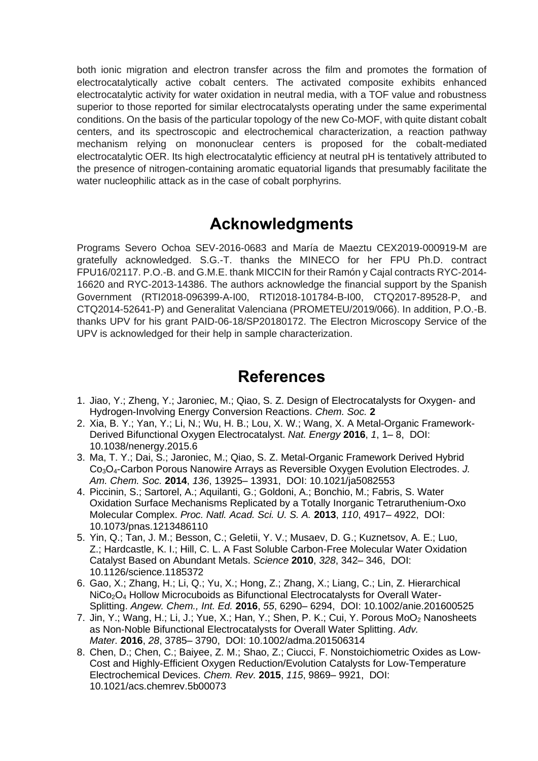both ionic migration and electron transfer across the film and promotes the formation of electrocatalytically active cobalt centers. The activated composite exhibits enhanced electrocatalytic activity for water oxidation in neutral media, with a TOF value and robustness superior to those reported for similar electrocatalysts operating under the same experimental conditions. On the basis of the particular topology of the new Co-MOF, with quite distant cobalt centers, and its spectroscopic and electrochemical characterization, a reaction pathway mechanism relying on mononuclear centers is proposed for the cobalt-mediated electrocatalytic OER. Its high electrocatalytic efficiency at neutral pH is tentatively attributed to the presence of nitrogen-containing aromatic equatorial ligands that presumably facilitate the water nucleophilic attack as in the case of cobalt porphyrins.

## Acknowledgments

Programs Severo Ochoa SEV-2016-0683 and María de Maeztu CEX2019-000919-M are gratefully acknowledged. S.G.-T. thanks the MINECO for her FPU Ph.D. contract FPU16/02117. P.O.-B. and G.M.E. thank MICCIN for their Ramón y Cajal contracts RYC-2014-16620 and RYC-2013-14386. The authors acknowledge the financial support by the Spanish Government (RTI2018-096399-A-I00, RTI2018-101784-B-I00, CTQ2017-89528-P, and CTQ2014-52641-P) and Generalitat Valenciana (PROMETEU/2019/066). In addition, P.O.-B. thanks UPV for his grant PAID-06-18/SP20180172. The Electron Microscopy Service of the UPV is acknowledged for their help in sample characterization.

## References

1. Jiao, Y.; Zheng, Y.; Jaroniec, M.; Qiao, S. Z. Design of Electrocatalysts for Oxygen- and Hydrogen-Involving Energy Conversion Reactions. *Chem. Soc.* **2**
2. Xia, B. Y.; Yan, Y.; Li, N.; Wu, H. B.; Lou, X. W.; Wang, X. A Metal-Organic Framework-Derived Bifunctional Oxygen Electrocatalyst. *Nat. Energy* **2016**, *1*, 1– 8, DOI: 10.1038/nenergy.2015.6
3. Ma, T. Y.; Dai, S.; Jaroniec, M.; Qiao, S. Z. Metal-Organic Framework Derived Hybrid $Co_3O_4$-Carbon Porous Nanowire Arrays as Reversible Oxygen Evolution Electrodes. *J. Am. Chem. Soc.* **2014**, *136*, 13925– 13931, DOI: 10.1021/ja5082553
4. Piccinin, S.; Sartorel, A.; Aquilanti, G.; Goldoni, A.; Bonchio, M.; Fabris, S. Water Oxidation Surface Mechanisms Replicated by a Totally Inorganic Tetraruthenium-Oxo Molecular Complex. *Proc. Natl. Acad. Sci. U. S. A.* **2013**, *110*, 4917– 4922, DOI: 10.1073/pnas.1213486110
5. Yin, Q.; Tan, J. M.; Besson, C.; Geletii, Y. V.; Musaev, D. G.; Kuznetsov, A. E.; Luo, Z.; Hardcastle, K. I.; Hill, C. L. A Fast Soluble Carbon-Free Molecular Water Oxidation Catalyst Based on Abundant Metals. *Science* **2010**, *328*, 342– 346, DOI: 10.1126/science.1185372
6. Gao, X.; Zhang, H.; Li, Q.; Yu, X.; Hong, Z.; Zhang, X.; Liang, C.; Lin, Z. Hierarchical $NiCo_2O_4$ Hollow Microcuboids as Bifunctional Electrocatalysts for Overall Water-Splitting. *Angew. Chem., Int. Ed.* **2016**, *55*, 6290– 6294, DOI: 10.1002/anie.201600525
7. Jin, Y.; Wang, H.; Li, J.; Yue, X.; Han, Y.; Shen, P. K.; Cui, Y. Porous $MoO_2$ Nanosheets as Non-Noble Bifunctional Electrocatalysts for Overall Water Splitting. *Adv. Mater.* **2016**, *28*, 3785– 3790, DOI: 10.1002/adma.201506314
8. Chen, D.; Chen, C.; Baiyee, Z. M.; Shao, Z.; Ciucci, F. Nonstoichiometric Oxides as Low-Cost and Highly-Efficient Oxygen Reduction/Evolution Catalysts for Low-Temperature Electrochemical Devices. *Chem. Rev.* **2015**, *115*, 9869– 9921, DOI: 10.1021/acs.chemrev.5b00073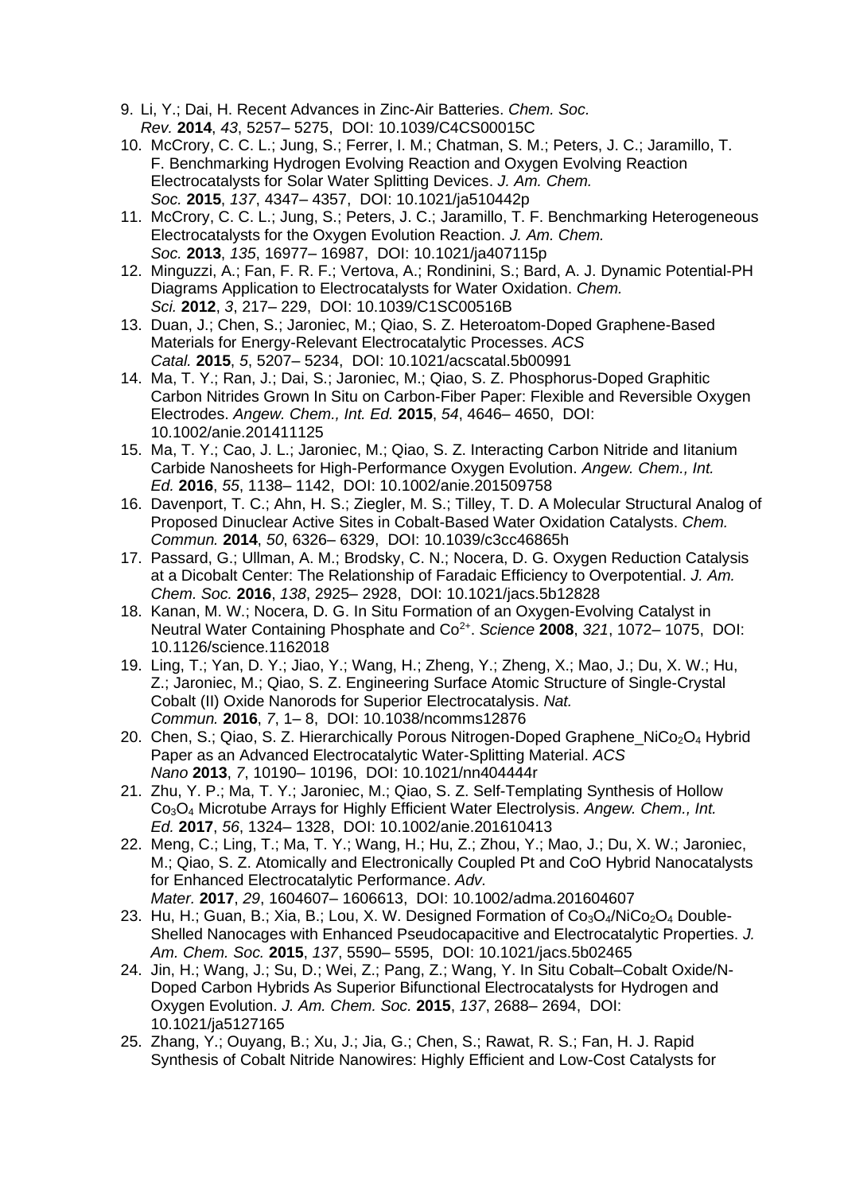9. Li, Y.; Dai, H. Recent Advances in Zinc-Air Batteries. *Chem. Soc. Rev.* **2014**, *43*, 5257– 5275, DOI: 10.1039/C4CS00015C
10. McCrory, C. C. L.; Jung, S.; Ferrer, I. M.; Chatman, S. M.; Peters, J. C.; Jaramillo, T. F. Benchmarking Hydrogen Evolving Reaction and Oxygen Evolving Reaction Electrocatalysts for Solar Water Splitting Devices. *J. Am. Chem. Soc.* **2015**, *137*, 4347– 4357, DOI: 10.1021/ja510442p
11. McCrory, C. C. L.; Jung, S.; Peters, J. C.; Jaramillo, T. F. Benchmarking Heterogeneous Electrocatalysts for the Oxygen Evolution Reaction. *J. Am. Chem. Soc.* **2013**, *135*, 16977– 16987, DOI: 10.1021/ja407115p
12. Minguzzi, A.; Fan, F. R. F.; Vertova, A.; Rondinini, S.; Bard, A. J. Dynamic Potential-PH Diagrams Application to Electrocatalysts for Water Oxidation. *Chem. Sci.* **2012**, *3*, 217– 229, DOI: 10.1039/C1SC00516B
13. Duan, J.; Chen, S.; Jaroniec, M.; Qiao, S. Z. Heteroatom-Doped Graphene-Based Materials for Energy-Relevant Electrocatalytic Processes. *ACS Catal.* **2015**, *5*, 5207– 5234, DOI: 10.1021/acscatal.5b00991
14. Ma, T. Y.; Ran, J.; Dai, S.; Jaroniec, M.; Qiao, S. Z. Phosphorus-Doped Graphitic Carbon Nitrides Grown In Situ on Carbon-Fiber Paper: Flexible and Reversible Oxygen Electrodes. *Angew. Chem., Int. Ed.* **2015**, *54*, 4646– 4650, DOI: 10.1002/anie.201411125
15. Ma, T. Y.; Cao, J. L.; Jaroniec, M.; Qiao, S. Z. Interacting Carbon Nitride and Iitanium Carbide Nanosheets for High-Performance Oxygen Evolution. *Angew. Chem., Int. Ed.* **2016**, *55*, 1138– 1142, DOI: 10.1002/anie.201509758
16. Davenport, T. C.; Ahn, H. S.; Ziegler, M. S.; Tilley, T. D. A Molecular Structural Analog of Proposed Dinuclear Active Sites in Cobalt-Based Water Oxidation Catalysts. *Chem. Commun.* **2014**, *50*, 6326– 6329, DOI: 10.1039/c3cc46865h
17. Passard, G.; Ullman, A. M.; Brodsky, C. N.; Nocera, D. G. Oxygen Reduction Catalysis at a Dicobalt Center: The Relationship of Faradaic Efficiency to Overpotential. *J. Am. Chem. Soc.* **2016**, *138*, 2925– 2928, DOI: 10.1021/jacs.5b12828
18. Kanan, M. W.; Nocera, D. G. In Situ Formation of an Oxygen-Evolving Catalyst in Neutral Water Containing Phosphate and $Co^{2+}$. *Science* **2008**, *321*, 1072– 1075, DOI: 10.1126/science.1162018
19. Ling, T.; Yan, D. Y.; Jiao, Y.; Wang, H.; Zheng, Y.; Zheng, X.; Mao, J.; Du, X. W.; Hu, Z.; Jaroniec, M.; Qiao, S. Z. Engineering Surface Atomic Structure of Single-Crystal Cobalt (II) Oxide Nanorods for Superior Electrocatalysis. *Nat. Commun.* **2016**, *7*, 1– 8, DOI: 10.1038/ncomms12876
20. Chen, S.; Qiao, S. Z. Hierarchically Porous Nitrogen-Doped Graphene_$NiCo_2O_4$ Hybrid Paper as an Advanced Electrocatalytic Water-Splitting Material. *ACS Nano* **2013**, *7*, 10190– 10196, DOI: 10.1021/nn404444r
21. Zhu, Y. P.; Ma, T. Y.; Jaroniec, M.; Qiao, S. Z. Self-Templating Synthesis of Hollow $Co_3O_4$ Microtube Arrays for Highly Efficient Water Electrolysis. *Angew. Chem., Int. Ed.* **2017**, *56*, 1324– 1328, DOI: 10.1002/anie.201610413
22. Meng, C.; Ling, T.; Ma, T. Y.; Wang, H.; Hu, Z.; Zhou, Y.; Mao, J.; Du, X. W.; Jaroniec, M.; Qiao, S. Z. Atomically and Electronically Coupled Pt and CoO Hybrid Nanocatalysts for Enhanced Electrocatalytic Performance. *Adv. Mater.* **2017**, *29*, 1604607– 1606613, DOI: 10.1002/adma.201604607
23. Hu, H.; Guan, B.; Xia, B.; Lou, X. W. Designed Formation of $Co_3O_4$/$NiCo_2O_4$ Double-Shelled Nanocages with Enhanced Pseudocapacitive and Electrocatalytic Properties. *J. Am. Chem. Soc.* **2015**, *137*, 5590– 5595, DOI: 10.1021/jacs.5b02465
24. Jin, H.; Wang, J.; Su, D.; Wei, Z.; Pang, Z.; Wang, Y. In Situ Cobalt–Cobalt Oxide/N-Doped Carbon Hybrids As Superior Bifunctional Electrocatalysts for Hydrogen and Oxygen Evolution. *J. Am. Chem. Soc.* **2015**, *137*, 2688– 2694, DOI: 10.1021/ja5127165
25. Zhang, Y.; Ouyang, B.; Xu, J.; Jia, G.; Chen, S.; Rawat, R. S.; Fan, H. J. Rapid Synthesis of Cobalt Nitride Nanowires: Highly Efficient and Low-Cost Catalysts for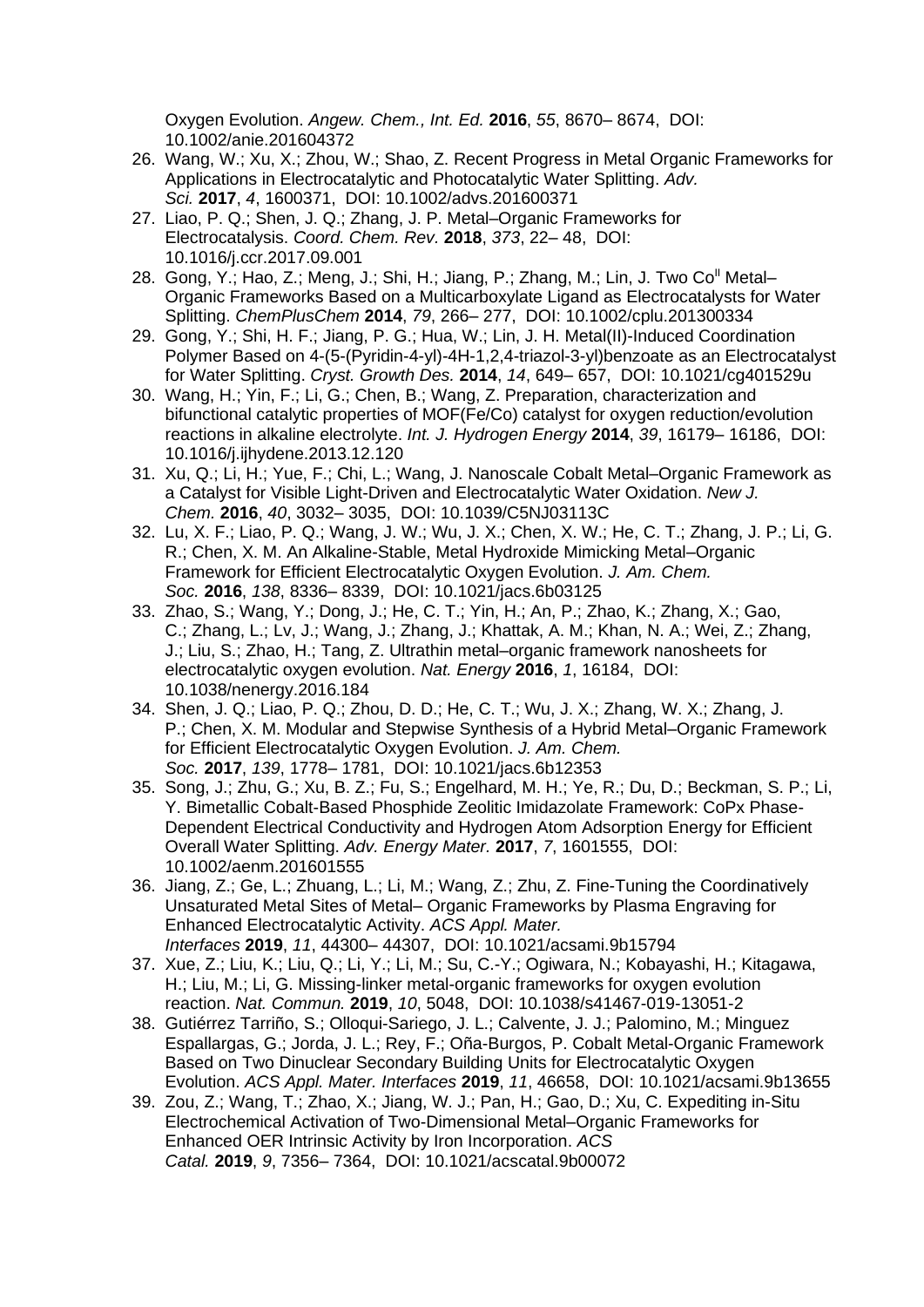Oxygen Evolution. *Angew. Chem., Int. Ed.* **2016**, *55*, 8670– 8674, DOI: 10.1002/anie.201604372

26. Wang, W.; Xu, X.; Zhou, W.; Shao, Z. Recent Progress in Metal Organic Frameworks for Applications in Electrocatalytic and Photocatalytic Water Splitting. *Adv. Sci.* **2017**, *4*, 1600371, DOI: 10.1002/advs.201600371
27. Liao, P. Q.; Shen, J. Q.; Zhang, J. P. Metal–Organic Frameworks for Electrocatalysis. *Coord. Chem. Rev.* **2018**, *373*, 22– 48, DOI: 10.1016/j.ccr.2017.09.001
28. Gong, Y.; Hao, Z.; Meng, J.; Shi, H.; Jiang, P.; Zhang, M.; Lin, J. Two $Co^{II}$ Metal–Organic Frameworks Based on a Multicarboxylate Ligand as Electrocatalysts for Water Splitting. *ChemPlusChem* **2014**, *79*, 266– 277, DOI: 10.1002/cplu.201300334
29. Gong, Y.; Shi, H. F.; Jiang, P. G.; Hua, W.; Lin, J. H. Metal(II)-Induced Coordination Polymer Based on 4-(5-(Pyridin-4-yl)-4H-1,2,4-triazol-3-yl)benzoate as an Electrocatalyst for Water Splitting. *Cryst. Growth Des.* **2014**, *14*, 649– 657, DOI: 10.1021/cg401529u
30. Wang, H.; Yin, F.; Li, G.; Chen, B.; Wang, Z. Preparation, characterization and bifunctional catalytic properties of MOF(Fe/Co) catalyst for oxygen reduction/evolution reactions in alkaline electrolyte. *Int. J. Hydrogen Energy* **2014**, *39*, 16179– 16186, DOI: 10.1016/j.ijhydene.2013.12.120
31. Xu, Q.; Li, H.; Yue, F.; Chi, L.; Wang, J. Nanoscale Cobalt Metal–Organic Framework as a Catalyst for Visible Light-Driven and Electrocatalytic Water Oxidation. *New J. Chem.* **2016**, *40*, 3032– 3035, DOI: 10.1039/C5NJ03113C
32. Lu, X. F.; Liao, P. Q.; Wang, J. W.; Wu, J. X.; Chen, X. W.; He, C. T.; Zhang, J. P.; Li, G. R.; Chen, X. M. An Alkaline-Stable, Metal Hydroxide Mimicking Metal–Organic Framework for Efficient Electrocatalytic Oxygen Evolution. *J. Am. Chem. Soc.* **2016**, *138*, 8336– 8339, DOI: 10.1021/jacs.6b03125
33. Zhao, S.; Wang, Y.; Dong, J.; He, C. T.; Yin, H.; An, P.; Zhao, K.; Zhang, X.; Gao, C.; Zhang, L.; Lv, J.; Wang, J.; Zhang, J.; Khattak, A. M.; Khan, N. A.; Wei, Z.; Zhang, J.; Liu, S.; Zhao, H.; Tang, Z. Ultrathin metal–organic framework nanosheets for electrocatalytic oxygen evolution. *Nat. Energy* **2016**, *1*, 16184, DOI: 10.1038/nenergy.2016.184
34. Shen, J. Q.; Liao, P. Q.; Zhou, D. D.; He, C. T.; Wu, J. X.; Zhang, W. X.; Zhang, J. P.; Chen, X. M. Modular and Stepwise Synthesis of a Hybrid Metal–Organic Framework for Efficient Electrocatalytic Oxygen Evolution. *J. Am. Chem. Soc.* **2017**, *139*, 1778– 1781, DOI: 10.1021/jacs.6b12353
35. Song, J.; Zhu, G.; Xu, B. Z.; Fu, S.; Engelhard, M. H.; Ye, R.; Du, D.; Beckman, S. P.; Li, Y. Bimetallic Cobalt-Based Phosphide Zeolitic Imidazolate Framework: CoPx Phase-Dependent Electrical Conductivity and Hydrogen Atom Adsorption Energy for Efficient Overall Water Splitting. *Adv. Energy Mater.* **2017**, *7*, 1601555, DOI: 10.1002/aenm.201601555
36. Jiang, Z.; Ge, L.; Zhuang, L.; Li, M.; Wang, Z.; Zhu, Z. Fine-Tuning the Coordinatively Unsaturated Metal Sites of Metal– Organic Frameworks by Plasma Engraving for Enhanced Electrocatalytic Activity. *ACS Appl. Mater. Interfaces* **2019**, *11*, 44300– 44307, DOI: 10.1021/acsami.9b15794
37. Xue, Z.; Liu, K.; Liu, Q.; Li, Y.; Li, M.; Su, C.-Y.; Ogiwara, N.; Kobayashi, H.; Kitagawa, H.; Liu, M.; Li, G. Missing-linker metal-organic frameworks for oxygen evolution reaction. *Nat. Commun.* **2019**, *10*, 5048, DOI: 10.1038/s41467-019-13051-2
38. Gutiérrez Tarriño, S.; Olloqui-Sariego, J. L.; Calvente, J. J.; Palomino, M.; Minguez Espallargas, G.; Jorda, J. L.; Rey, F.; Oña-Burgos, P. Cobalt Metal-Organic Framework Based on Two Dinuclear Secondary Building Units for Electrocatalytic Oxygen Evolution. *ACS Appl. Mater. Interfaces* **2019**, *11*, 46658, DOI: 10.1021/acsami.9b13655
39. Zou, Z.; Wang, T.; Zhao, X.; Jiang, W. J.; Pan, H.; Gao, D.; Xu, C. Expediting in-Situ Electrochemical Activation of Two-Dimensional Metal–Organic Frameworks for Enhanced OER Intrinsic Activity by Iron Incorporation. *ACS Catal.* **2019**, *9*, 7356– 7364, DOI: 10.1021/acscatal.9b00072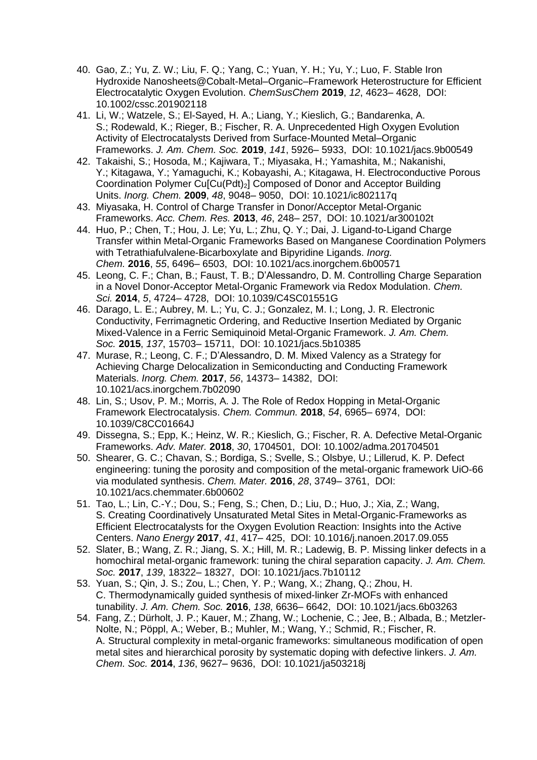40. Gao, Z.; Yu, Z. W.; Liu, F. Q.; Yang, C.; Yuan, Y. H.; Yu, Y.; Luo, F. Stable Iron Hydroxide Nanosheets@Cobalt-Metal–Organic–Framework Heterostructure for Efficient Electrocatalytic Oxygen Evolution. *ChemSusChem* **2019**, *12*, 4623– 4628, DOI: 10.1002/cssc.201902118
41. Li, W.; Watzele, S.; El-Sayed, H. A.; Liang, Y.; Kieslich, G.; Bandarenka, A. S.; Rodewald, K.; Rieger, B.; Fischer, R. A. Unprecedented High Oxygen Evolution Activity of Electrocatalysts Derived from Surface-Mounted Metal–Organic Frameworks. *J. Am. Chem. Soc.* **2019**, *141*, 5926– 5933, DOI: 10.1021/jacs.9b00549
42. Takaishi, S.; Hosoda, M.; Kajiwara, T.; Miyasaka, H.; Yamashita, M.; Nakanishi, Y.; Kitagawa, Y.; Yamaguchi, K.; Kobayashi, A.; Kitagawa, H. Electroconductive Porous Coordination Polymer $Cu[Cu(Pdt)_2]$ Composed of Donor and Acceptor Building Units. *Inorg. Chem.* **2009**, *48*, 9048– 9050, DOI: 10.1021/ic802117q
43. Miyasaka, H. Control of Charge Transfer in Donor/Acceptor Metal-Organic Frameworks. *Acc. Chem. Res.* **2013**, *46*, 248– 257, DOI: 10.1021/ar300102t
44. Huo, P.; Chen, T.; Hou, J. Le; Yu, L.; Zhu, Q. Y.; Dai, J. Ligand-to-Ligand Charge Transfer within Metal-Organic Frameworks Based on Manganese Coordination Polymers with Tetrathiafulvalene-Bicarboxylate and Bipyridine Ligands. *Inorg. Chem.* **2016**, *55*, 6496– 6503, DOI: 10.1021/acs.inorgchem.6b00571
45. Leong, C. F.; Chan, B.; Faust, T. B.; D'Alessandro, D. M. Controlling Charge Separation in a Novel Donor-Acceptor Metal-Organic Framework via Redox Modulation. *Chem. Sci.* **2014**, *5*, 4724– 4728, DOI: 10.1039/C4SC01551G
46. Darago, L. E.; Aubrey, M. L.; Yu, C. J.; Gonzalez, M. I.; Long, J. R. Electronic Conductivity, Ferrimagnetic Ordering, and Reductive Insertion Mediated by Organic Mixed-Valence in a Ferric Semiquinoid Metal-Organic Framework. *J. Am. Chem. Soc.* **2015**, *137*, 15703– 15711, DOI: 10.1021/jacs.5b10385
47. Murase, R.; Leong, C. F.; D'Alessandro, D. M. Mixed Valency as a Strategy for Achieving Charge Delocalization in Semiconducting and Conducting Framework Materials. *Inorg. Chem.* **2017**, *56*, 14373– 14382, DOI: 10.1021/acs.inorgchem.7b02090
48. Lin, S.; Usov, P. M.; Morris, A. J. The Role of Redox Hopping in Metal-Organic Framework Electrocatalysis. *Chem. Commun.* **2018**, *54*, 6965– 6974, DOI: 10.1039/C8CC01664J
49. Dissegna, S.; Epp, K.; Heinz, W. R.; Kieslich, G.; Fischer, R. A. Defective Metal-Organic Frameworks. *Adv. Mater.* **2018**, *30*, 1704501, DOI: 10.1002/adma.201704501
50. Shearer, G. C.; Chavan, S.; Bordiga, S.; Svelle, S.; Olsbye, U.; Lillerud, K. P. Defect engineering: tuning the porosity and composition of the metal-organic framework UiO-66 via modulated synthesis. *Chem. Mater.* **2016**, *28*, 3749– 3761, DOI: 10.1021/acs.chemmater.6b00602
51. Tao, L.; Lin, C.-Y.; Dou, S.; Feng, S.; Chen, D.; Liu, D.; Huo, J.; Xia, Z.; Wang, S. Creating Coordinatively Unsaturated Metal Sites in Metal-Organic-Frameworks as Efficient Electrocatalysts for the Oxygen Evolution Reaction: Insights into the Active Centers. *Nano Energy* **2017**, *41*, 417– 425, DOI: 10.1016/j.nanoen.2017.09.055
52. Slater, B.; Wang, Z. R.; Jiang, S. X.; Hill, M. R.; Ladewig, B. P. Missing linker defects in a homochiral metal-organic framework: tuning the chiral separation capacity. *J. Am. Chem. Soc.* **2017**, *139*, 18322– 18327, DOI: 10.1021/jacs.7b10112
53. Yuan, S.; Qin, J. S.; Zou, L.; Chen, Y. P.; Wang, X.; Zhang, Q.; Zhou, H. C. Thermodynamically guided synthesis of mixed-linker Zr-MOFs with enhanced tunability. *J. Am. Chem. Soc.* **2016**, *138*, 6636– 6642, DOI: 10.1021/jacs.6b03263
54. Fang, Z.; Dürholt, J. P.; Kauer, M.; Zhang, W.; Lochenie, C.; Jee, B.; Albada, B.; Metzler-Nolte, N.; Pöppl, A.; Weber, B.; Muhler, M.; Wang, Y.; Schmid, R.; Fischer, R. A. Structural complexity in metal-organic frameworks: simultaneous modification of open metal sites and hierarchical porosity by systematic doping with defective linkers. *J. Am. Chem. Soc.* **2014**, *136*, 9627– 9636, DOI: 10.1021/ja503218j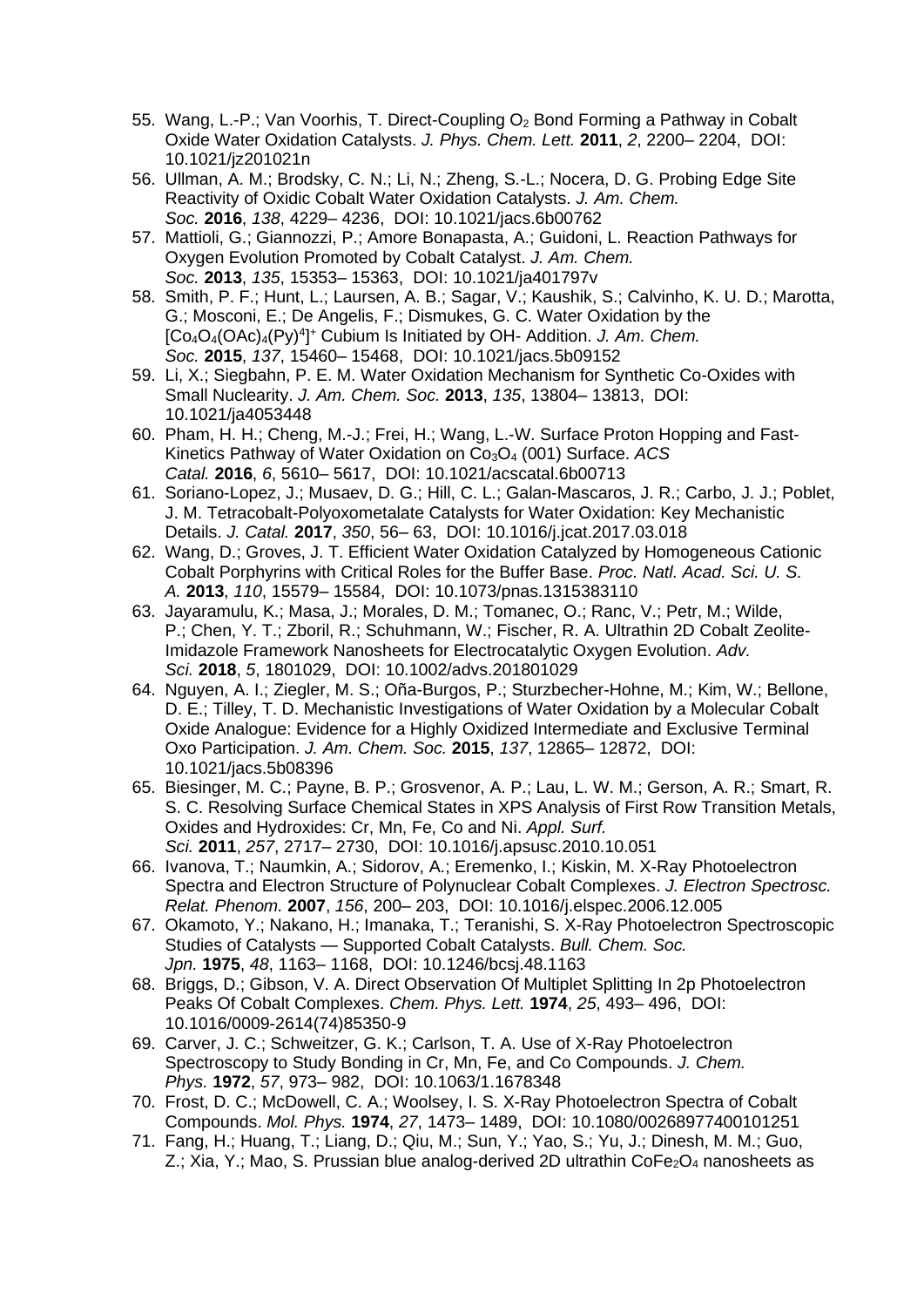55. Wang, L.-P.; Van Voorhis, T. Direct-Coupling $O_2$ Bond Forming a Pathway in Cobalt Oxide Water Oxidation Catalysts. *J. Phys. Chem. Lett.* **2011**, *2*, 2200– 2204, DOI: 10.1021/jz201021n
56. Ullman, A. M.; Brodsky, C. N.; Li, N.; Zheng, S.-L.; Nocera, D. G. Probing Edge Site Reactivity of Oxidic Cobalt Water Oxidation Catalysts. *J. Am. Chem. Soc.* **2016**, *138*, 4229– 4236, DOI: 10.1021/jacs.6b00762
57. Mattioli, G.; Giannozzi, P.; Amore Bonapasta, A.; Guidoni, L. Reaction Pathways for Oxygen Evolution Promoted by Cobalt Catalyst. *J. Am. Chem. Soc.* **2013**, *135*, 15353– 15363, DOI: 10.1021/ja401797v
58. Smith, P. F.; Hunt, L.; Laursen, A. B.; Sagar, V.; Kaushik, S.; Calvinho, K. U. D.; Marotta, G.; Mosconi, E.; De Angelis, F.; Dismukes, G. C. Water Oxidation by the $[Co_4O_4(OAc)_4(Py)^4]^+$ Cubium Is Initiated by OH- Addition. *J. Am. Chem. Soc.* **2015**, *137*, 15460– 15468, DOI: 10.1021/jacs.5b09152
59. Li, X.; Siegbahn, P. E. M. Water Oxidation Mechanism for Synthetic Co-Oxides with Small Nuclearity. *J. Am. Chem. Soc.* **2013**, *135*, 13804– 13813, DOI: 10.1021/ja4053448
60. Pham, H. H.; Cheng, M.-J.; Frei, H.; Wang, L.-W. Surface Proton Hopping and Fast-Kinetics Pathway of Water Oxidation on $Co_3O_4$ (001) Surface. *ACS Catal.* **2016**, *6*, 5610– 5617, DOI: 10.1021/acscatal.6b00713
61. Soriano-Lopez, J.; Musaev, D. G.; Hill, C. L.; Galan-Mascaros, J. R.; Carbo, J. J.; Poblet, J. M. Tetracobalt-Polyoxometalate Catalysts for Water Oxidation: Key Mechanistic Details. *J. Catal.* **2017**, *350*, 56– 63, DOI: 10.1016/j.jcat.2017.03.018
62. Wang, D.; Groves, J. T. Efficient Water Oxidation Catalyzed by Homogeneous Cationic Cobalt Porphyrins with Critical Roles for the Buffer Base. *Proc. Natl. Acad. Sci. U. S. A.* **2013**, *110*, 15579– 15584, DOI: 10.1073/pnas.1315383110
63. Jayaramulu, K.; Masa, J.; Morales, D. M.; Tomanec, O.; Ranc, V.; Petr, M.; Wilde, P.; Chen, Y. T.; Zboril, R.; Schuhmann, W.; Fischer, R. A. Ultrathin 2D Cobalt Zeolite-Imidazole Framework Nanosheets for Electrocatalytic Oxygen Evolution. *Adv. Sci.* **2018**, *5*, 1801029, DOI: 10.1002/advs.201801029
64. Nguyen, A. I.; Ziegler, M. S.; Oña-Burgos, P.; Sturzbecher-Hohne, M.; Kim, W.; Bellone, D. E.; Tilley, T. D. Mechanistic Investigations of Water Oxidation by a Molecular Cobalt Oxide Analogue: Evidence for a Highly Oxidized Intermediate and Exclusive Terminal Oxo Participation. *J. Am. Chem. Soc.* **2015**, *137*, 12865– 12872, DOI: 10.1021/jacs.5b08396
65. Biesinger, M. C.; Payne, B. P.; Grosvenor, A. P.; Lau, L. W. M.; Gerson, A. R.; Smart, R. S. C. Resolving Surface Chemical States in XPS Analysis of First Row Transition Metals, Oxides and Hydroxides: Cr, Mn, Fe, Co and Ni. *Appl. Surf. Sci.* **2011**, *257*, 2717– 2730, DOI: 10.1016/j.apsusc.2010.10.051
66. Ivanova, T.; Naumkin, A.; Sidorov, A.; Eremenko, I.; Kiskin, M. X-Ray Photoelectron Spectra and Electron Structure of Polynuclear Cobalt Complexes. *J. Electron Spectrosc. Relat. Phenom.* **2007**, *156*, 200– 203, DOI: 10.1016/j.elspec.2006.12.005
67. Okamoto, Y.; Nakano, H.; Imanaka, T.; Teranishi, S. X-Ray Photoelectron Spectroscopic Studies of Catalysts — Supported Cobalt Catalysts. *Bull. Chem. Soc. Jpn.* **1975**, *48*, 1163– 1168, DOI: 10.1246/bcsj.48.1163
68. Briggs, D.; Gibson, V. A. Direct Observation Of Multiplet Splitting In 2p Photoelectron Peaks Of Cobalt Complexes. *Chem. Phys. Lett.* **1974**, *25*, 493– 496, DOI: 10.1016/0009-2614(74)85350-9
69. Carver, J. C.; Schweitzer, G. K.; Carlson, T. A. Use of X-Ray Photoelectron Spectroscopy to Study Bonding in Cr, Mn, Fe, and Co Compounds. *J. Chem. Phys.* **1972**, *57*, 973– 982, DOI: 10.1063/1.1678348
70. Frost, D. C.; McDowell, C. A.; Woolsey, I. S. X-Ray Photoelectron Spectra of Cobalt Compounds. *Mol. Phys.* **1974**, *27*, 1473– 1489, DOI: 10.1080/00268977400101251
71. Fang, H.; Huang, T.; Liang, D.; Qiu, M.; Sun, Y.; Yao, S.; Yu, J.; Dinesh, M. M.; Guo, Z.; Xia, Y.; Mao, S. Prussian blue analog-derived 2D ultrathin $CoFe_2O_4$ nanosheets as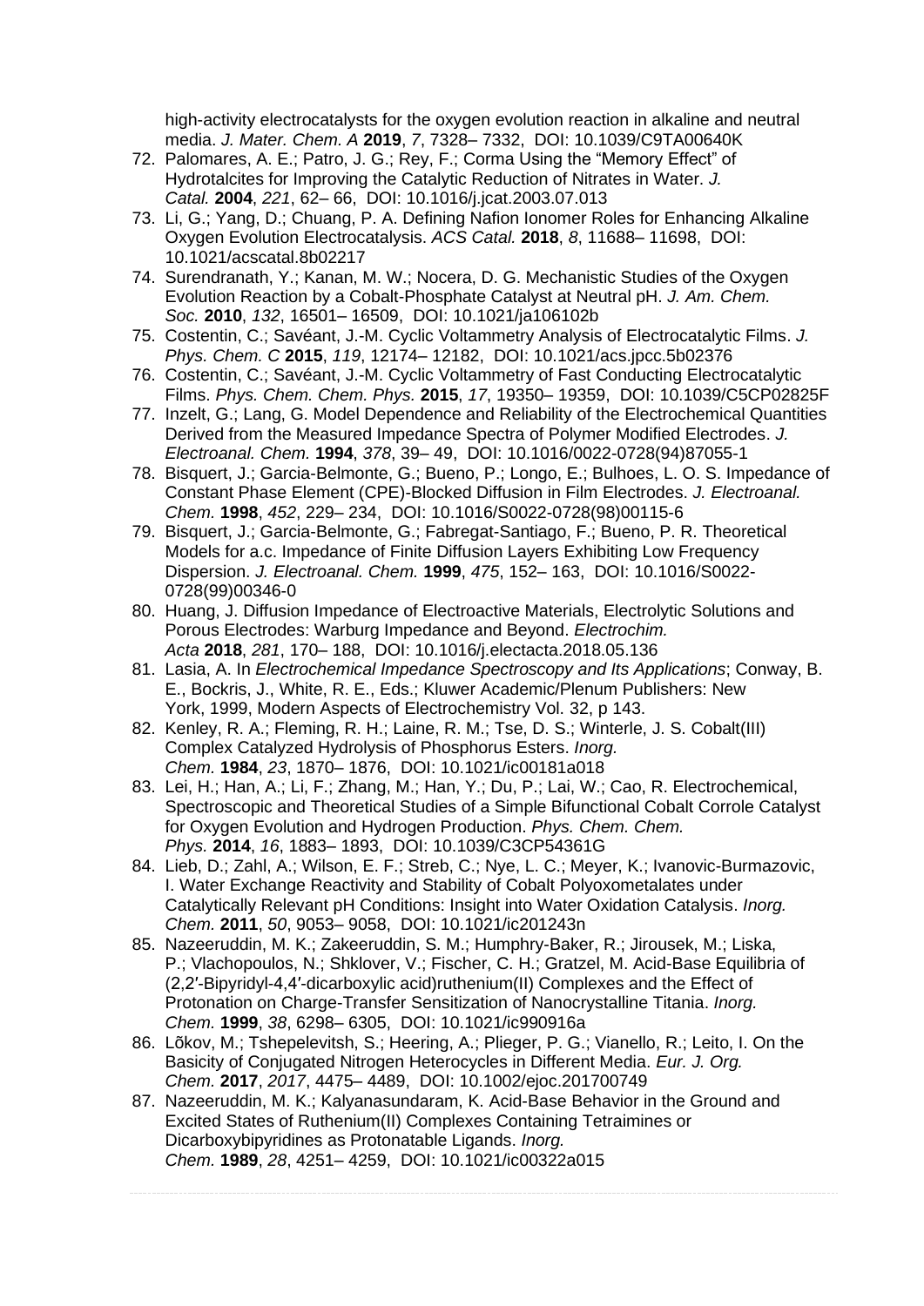high-activity electrocatalysts for the oxygen evolution reaction in alkaline and neutral media. *J. Mater. Chem. A* **2019**, *7*, 7328– 7332, DOI: 10.1039/C9TA00640K

72. Palomares, A. E.; Patro, J. G.; Rey, F.; Corma Using the “Memory Effect” of Hydrotalcites for Improving the Catalytic Reduction of Nitrates in Water. *J. Catal.* **2004**, *221*, 62– 66, DOI: 10.1016/j.jcat.2003.07.013
73. Li, G.; Yang, D.; Chuang, P. A. Defining Nafion Ionomer Roles for Enhancing Alkaline Oxygen Evolution Electrocatalysis. *ACS Catal.* **2018**, *8*, 11688– 11698, DOI: 10.1021/acscatal.8b02217
74. Surendranath, Y.; Kanan, M. W.; Nocera, D. G. Mechanistic Studies of the Oxygen Evolution Reaction by a Cobalt-Phosphate Catalyst at Neutral pH. *J. Am. Chem. Soc.* **2010**, *132*, 16501– 16509, DOI: 10.1021/ja106102b
75. Costentin, C.; Savéant, J.-M. Cyclic Voltammetry Analysis of Electrocatalytic Films. *J. Phys. Chem. C* **2015**, *119*, 12174– 12182, DOI: 10.1021/acs.jpcc.5b02376
76. Costentin, C.; Savéant, J.-M. Cyclic Voltammetry of Fast Conducting Electrocatalytic Films. *Phys. Chem. Chem. Phys.* **2015**, *17*, 19350– 19359, DOI: 10.1039/C5CP02825F
77. Inzelt, G.; Lang, G. Model Dependence and Reliability of the Electrochemical Quantities Derived from the Measured Impedance Spectra of Polymer Modified Electrodes. *J. Electroanal. Chem.* **1994**, *378*, 39– 49, DOI: 10.1016/0022-0728(94)87055-1
78. Bisquert, J.; Garcia-Belmonte, G.; Bueno, P.; Longo, E.; Bulhoes, L. O. S. Impedance of Constant Phase Element (CPE)-Blocked Diffusion in Film Electrodes. *J. Electroanal. Chem.* **1998**, *452*, 229– 234, DOI: 10.1016/S0022-0728(98)00115-6
79. Bisquert, J.; Garcia-Belmonte, G.; Fabregat-Santiago, F.; Bueno, P. R. Theoretical Models for a.c. Impedance of Finite Diffusion Layers Exhibiting Low Frequency Dispersion. *J. Electroanal. Chem.* **1999**, *475*, 152– 163, DOI: 10.1016/S0022-0728(99)00346-0
80. Huang, J. Diffusion Impedance of Electroactive Materials, Electrolytic Solutions and Porous Electrodes: Warburg Impedance and Beyond. *Electrochim. Acta* **2018**, *281*, 170– 188, DOI: 10.1016/j.electacta.2018.05.136
81. Lasia, A. In *Electrochemical Impedance Spectroscopy and Its Applications*; Conway, B. E., Bockris, J., White, R. E., Eds.; Kluwer Academic/Plenum Publishers: New York, 1999, Modern Aspects of Electrochemistry Vol. 32, p 143.
82. Kenley, R. A.; Fleming, R. H.; Laine, R. M.; Tse, D. S.; Winterle, J. S. Cobalt(III) Complex Catalyzed Hydrolysis of Phosphorus Esters. *Inorg. Chem.* **1984**, *23*, 1870– 1876, DOI: 10.1021/ic00181a018
83. Lei, H.; Han, A.; Li, F.; Zhang, M.; Han, Y.; Du, P.; Lai, W.; Cao, R. Electrochemical, Spectroscopic and Theoretical Studies of a Simple Bifunctional Cobalt Corrole Catalyst for Oxygen Evolution and Hydrogen Production. *Phys. Chem. Chem. Phys.* **2014**, *16*, 1883– 1893, DOI: 10.1039/C3CP54361G
84. Lieb, D.; Zahl, A.; Wilson, E. F.; Streb, C.; Nye, L. C.; Meyer, K.; Ivanovic-Burmazovic, I. Water Exchange Reactivity and Stability of Cobalt Polyoxometalates under Catalytically Relevant pH Conditions: Insight into Water Oxidation Catalysis. *Inorg. Chem.* **2011**, *50*, 9053– 9058, DOI: 10.1021/ic201243n
85. Nazeeruddin, M. K.; Zakeeruddin, S. M.; Humphry-Baker, R.; Jirousek, M.; Liska, P.; Vlachopoulos, N.; Shklover, V.; Fischer, C. H.; Gratzel, M. Acid-Base Equilibria of (2,2′-Bipyridyl-4,4′-dicarboxylic acid)ruthenium(II) Complexes and the Effect of Protonation on Charge-Transfer Sensitization of Nanocrystalline Titania. *Inorg. Chem.* **1999**, *38*, 6298– 6305, DOI: 10.1021/ic990916a
86. Lõkov, M.; Tshepelevitsh, S.; Heering, A.; Plieger, P. G.; Vianello, R.; Leito, I. On the Basicity of Conjugated Nitrogen Heterocycles in Different Media. *Eur. J. Org. Chem.* **2017**, *2017*, 4475– 4489, DOI: 10.1002/ejoc.201700749
87. Nazeeruddin, M. K.; Kalyanasundaram, K. Acid-Base Behavior in the Ground and Excited States of Ruthenium(II) Complexes Containing Tetraimines or Dicarboxybipyridines as Protonatable Ligands. *Inorg. Chem.* **1989**, *28*, 4251– 4259, DOI: 10.1021/ic00322a015